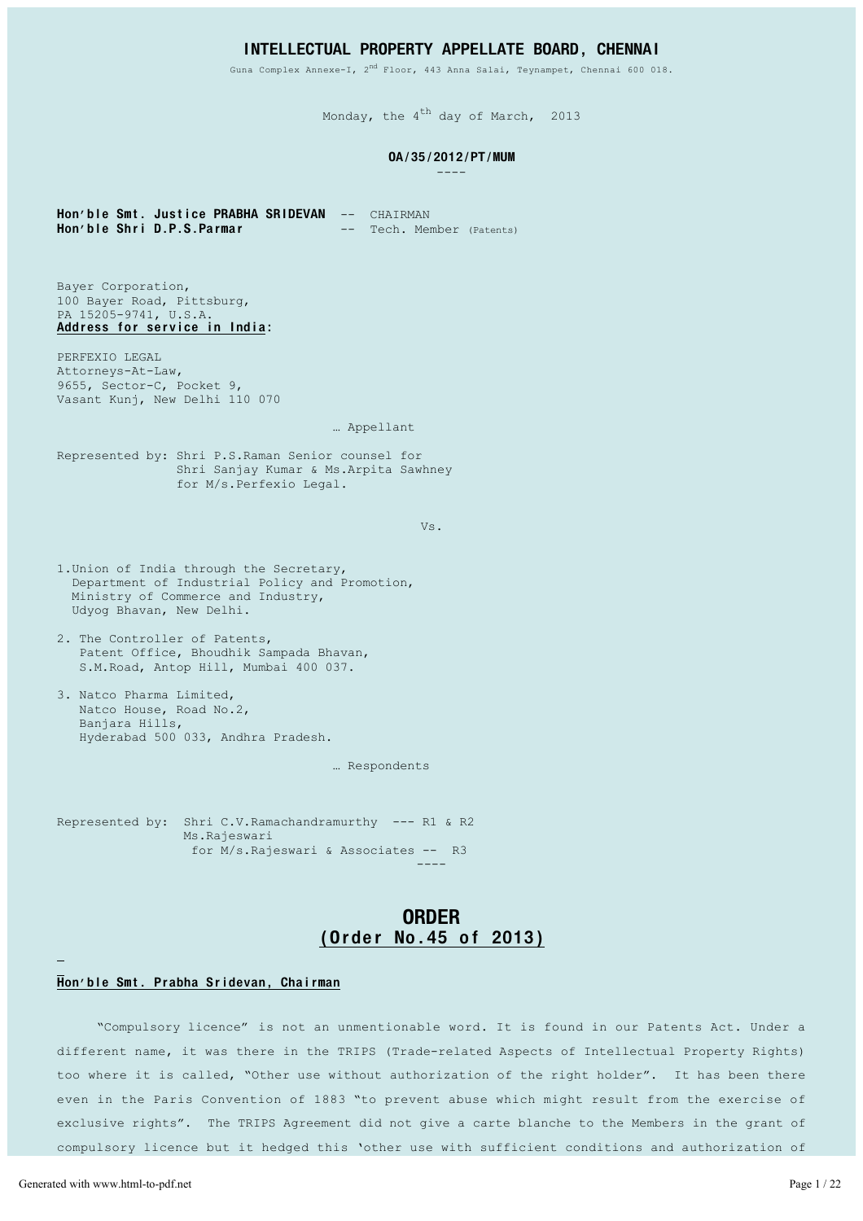# INTELLECTUAL PROPERTY APPELLATE BOARD, CHENNAI

Guna Complex Annexe-I, 2nd Floor, 443 Anna Salai, Teynampet, Chennai 600 018.

Monday, the 4th day of March, 2013

**OA/35/2012/PT/MUM**

----

**Hon'ble Smt. Justice PRABHA SRIDEVAN** -- CHAIRMAN
**Hon'ble Shri D.P.S.Parmar** -- Tech. Member (Patents)

Bayer Corporation,
100 Bayer Road, Pittsburg,
PA 15205-9741, U.S.A.
**Address for service in India**:

PERFEXIO LEGAL
Attorneys-At-Law,
9655, Sector-C, Pocket 9,
Vasant Kunj, New Delhi 110 070

… Appellant

Represented by: Shri P.S.Raman Senior counsel for
Shri Sanjay Kumar & Ms.Arpita Sawhney
for M/s.Perfexio Legal.

Vs.

1. Union of India through the Secretary,
   Department of Industrial Policy and Promotion,
   Ministry of Commerce and Industry,
   Udyog Bhavan, New Delhi.

2. The Controller of Patents,
   Patent Office, Bhoudhik Sampada Bhavan,
   S.M.Road, Antop Hill, Mumbai 400 037.

3. Natco Pharma Limited,
   Natco House, Road No.2,
   Banjara Hills,
   Hyderabad 500 033, Andhra Pradesh.

… Respondents

Represented by: Shri C.V.Ramachandramurthy --- R1 & R2
Ms.Rajeswari
for M/s.Rajeswari & Associates -- R3

----

## ORDER
## (Order No.45 of 2013)

**Hon'ble Smt. Prabha Sridevan, Chairman**

"Compulsory licence" is not an unmentionable word. It is found in our Patents Act. Under a different name, it was there in the TRIPS (Trade-related Aspects of Intellectual Property Rights) too where it is called, "Other use without authorization of the right holder". It has been there even in the Paris Convention of 1883 "to prevent abuse which might result from the exercise of exclusive rights". The TRIPS Agreement did not give a carte blanche to the Members in the grant of compulsory licence but it hedged this 'other use with sufficient conditions and authorization of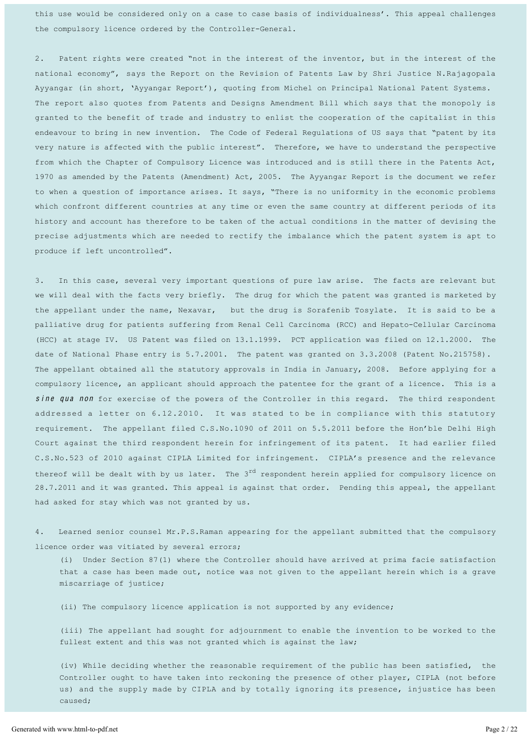this use would be considered only on a case to case basis of individualness'. This appeal challenges the compulsory licence ordered by the Controller-General.

2. Patent rights were created "not in the interest of the inventor, but in the interest of the national economy", says the Report on the Revision of Patents Law by Shri Justice N.Rajagopala Ayyangar (in short, 'Ayyangar Report'), quoting from Michel on Principal National Patent Systems. The report also quotes from Patents and Designs Amendment Bill which says that the monopoly is granted to the benefit of trade and industry to enlist the cooperation of the capitalist in this endeavour to bring in new invention. The Code of Federal Regulations of US says that "patent by its very nature is affected with the public interest". Therefore, we have to understand the perspective from which the Chapter of Compulsory Licence was introduced and is still there in the Patents Act, 1970 as amended by the Patents (Amendment) Act, 2005. The Ayyangar Report is the document we refer to when a question of importance arises. It says, "There is no uniformity in the economic problems which confront different countries at any time or even the same country at different periods of its history and account has therefore to be taken of the actual conditions in the matter of devising the precise adjustments which are needed to rectify the imbalance which the patent system is apt to produce if left uncontrolled".

3. In this case, several very important questions of pure law arise. The facts are relevant but we will deal with the facts very briefly. The drug for which the patent was granted is marketed by the appellant under the name, Nexavar, but the drug is Sorafenib Tosylate. It is said to be a palliative drug for patients suffering from Renal Cell Carcinoma (RCC) and Hepato-Cellular Carcinoma (HCC) at stage IV. US Patent was filed on 13.1.1999. PCT application was filed on 12.1.2000. The date of National Phase entry is 5.7.2001. The patent was granted on 3.3.2008 (Patent No.215758). The appellant obtained all the statutory approvals in India in January, 2008. Before applying for a compulsory licence, an applicant should approach the patentee for the grant of a licence. This is a *sine qua non* for exercise of the powers of the Controller in this regard. The third respondent addressed a letter on 6.12.2010. It was stated to be in compliance with this statutory requirement. The appellant filed C.S.No.1090 of 2011 on 5.5.2011 before the Hon'ble Delhi High Court against the third respondent herein for infringement of its patent. It had earlier filed C.S.No.523 of 2010 against CIPLA Limited for infringement. CIPLA's presence and the relevance thereof will be dealt with by us later. The 3rd respondent herein applied for compulsory licence on 28.7.2011 and it was granted. This appeal is against that order. Pending this appeal, the appellant had asked for stay which was not granted by us.

4. Learned senior counsel Mr.P.S.Raman appearing for the appellant submitted that the compulsory licence order was vitiated by several errors;

(i) Under Section 87(1) where the Controller should have arrived at prima facie satisfaction that a case has been made out, notice was not given to the appellant herein which is a grave miscarriage of justice;

(ii) The compulsory licence application is not supported by any evidence;

(iii) The appellant had sought for adjournment to enable the invention to be worked to the fullest extent and this was not granted which is against the law;

(iv) While deciding whether the reasonable requirement of the public has been satisfied, the Controller ought to have taken into reckoning the presence of other player, CIPLA (not before us) and the supply made by CIPLA and by totally ignoring its presence, injustice has been caused;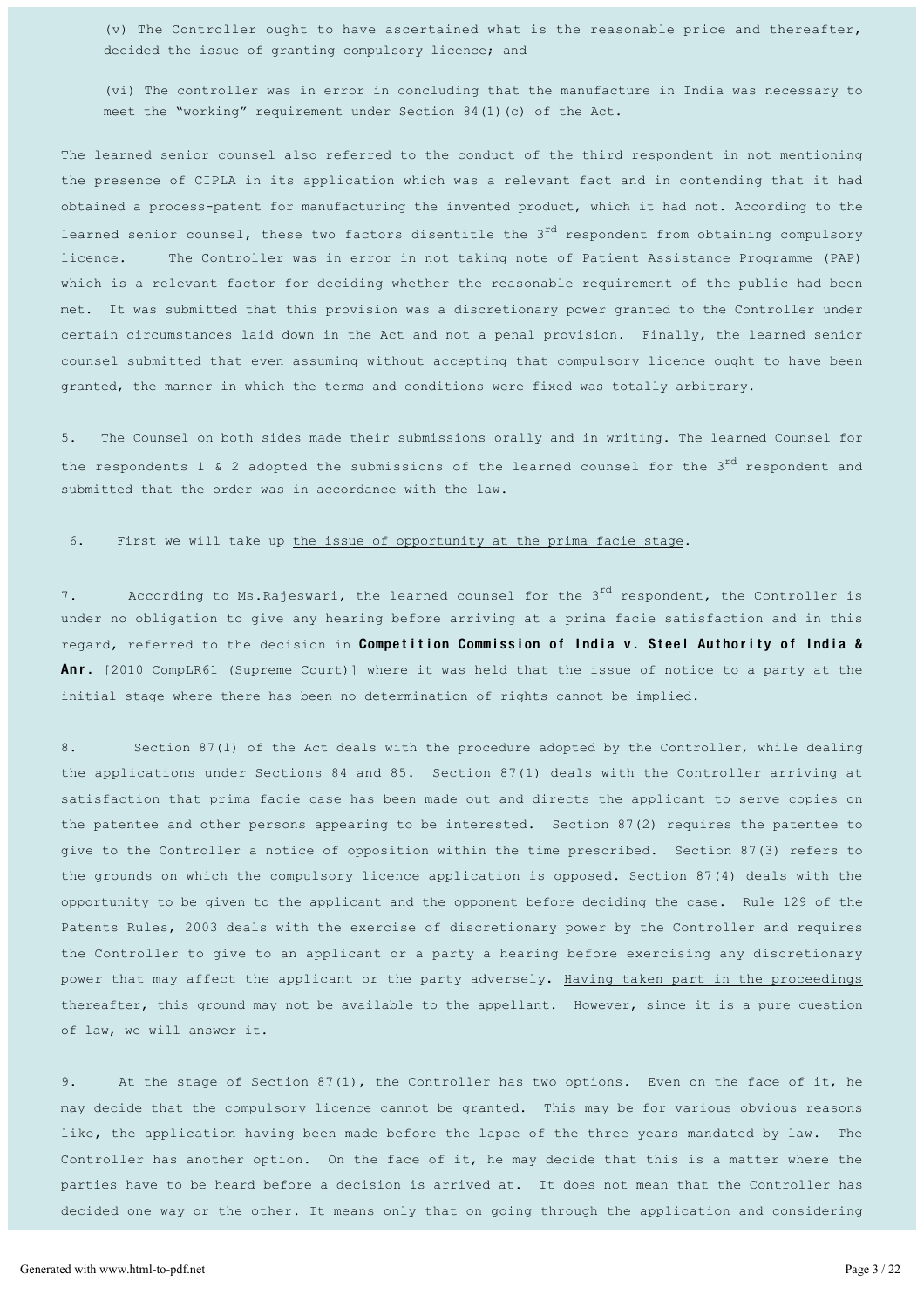(v) The Controller ought to have ascertained what is the reasonable price and thereafter, decided the issue of granting compulsory licence; and

(vi) The controller was in error in concluding that the manufacture in India was necessary to meet the "working" requirement under Section 84(1)(c) of the Act.

The learned senior counsel also referred to the conduct of the third respondent in not mentioning the presence of CIPLA in its application which was a relevant fact and in contending that it had obtained a process-patent for manufacturing the invented product, which it had not. According to the learned senior counsel, these two factors disentitle the 3rd respondent from obtaining compulsory licence. The Controller was in error in not taking note of Patient Assistance Programme (PAP) which is a relevant factor for deciding whether the reasonable requirement of the public had been met. It was submitted that this provision was a discretionary power granted to the Controller under certain circumstances laid down in the Act and not a penal provision. Finally, the learned senior counsel submitted that even assuming without accepting that compulsory licence ought to have been granted, the manner in which the terms and conditions were fixed was totally arbitrary.

5. The Counsel on both sides made their submissions orally and in writing. The learned Counsel for the respondents 1 & 2 adopted the submissions of the learned counsel for the 3rd respondent and submitted that the order was in accordance with the law.

6. First we will take up <u>the issue of opportunity at the prima facie stage</u>.

7. According to Ms.Rajeswari, the learned counsel for the 3rd respondent, the Controller is under no obligation to give any hearing before arriving at a prima facie satisfaction and in this regard, referred to the decision in **Competition Commission of India v. Steel Authority of India & Anr.** [2010 CompLR61 (Supreme Court)] where it was held that the issue of notice to a party at the initial stage where there has been no determination of rights cannot be implied.

8. Section 87(1) of the Act deals with the procedure adopted by the Controller, while dealing the applications under Sections 84 and 85. Section 87(1) deals with the Controller arriving at satisfaction that prima facie case has been made out and directs the applicant to serve copies on the patentee and other persons appearing to be interested. Section 87(2) requires the patentee to give to the Controller a notice of opposition within the time prescribed. Section 87(3) refers to the grounds on which the compulsory licence application is opposed. Section 87(4) deals with the opportunity to be given to the applicant and the opponent before deciding the case. Rule 129 of the Patents Rules, 2003 deals with the exercise of discretionary power by the Controller and requires the Controller to give to an applicant or a party a hearing before exercising any discretionary power that may affect the applicant or the party adversely. <u>Having taken part in the proceedings thereafter, this ground may not be available to the appellant</u>. However, since it is a pure question of law, we will answer it.

9. At the stage of Section 87(1), the Controller has two options. Even on the face of it, he may decide that the compulsory licence cannot be granted. This may be for various obvious reasons like, the application having been made before the lapse of the three years mandated by law. The Controller has another option. On the face of it, he may decide that this is a matter where the parties have to be heard before a decision is arrived at. It does not mean that the Controller has decided one way or the other. It means only that on going through the application and considering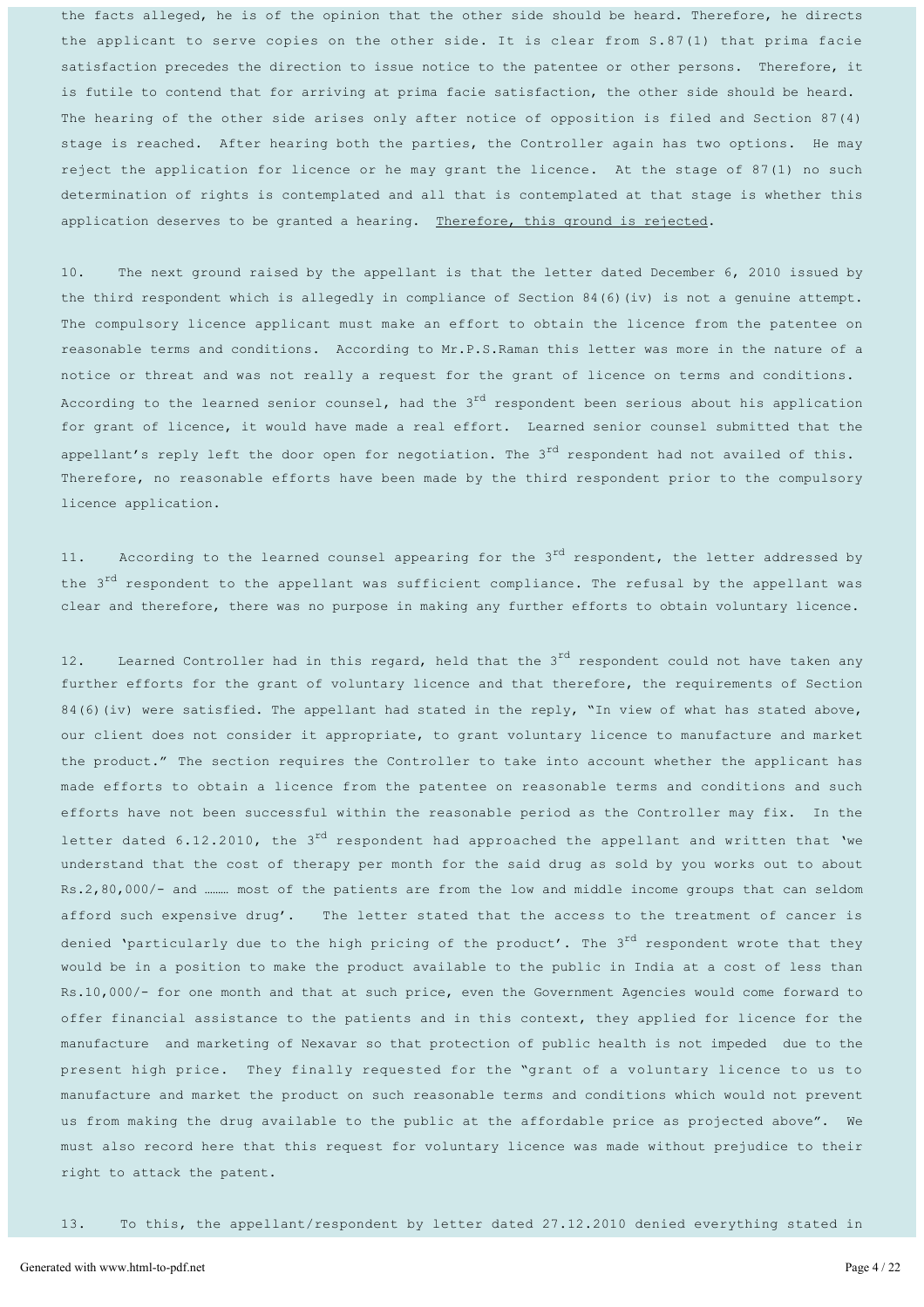the facts alleged, he is of the opinion that the other side should be heard. Therefore, he directs the applicant to serve copies on the other side. It is clear from S.87(1) that prima facie satisfaction precedes the direction to issue notice to the patentee or other persons. Therefore, it is futile to contend that for arriving at prima facie satisfaction, the other side should be heard. The hearing of the other side arises only after notice of opposition is filed and Section 87(4) stage is reached. After hearing both the parties, the Controller again has two options. He may reject the application for licence or he may grant the licence. At the stage of 87(1) no such determination of rights is contemplated and all that is contemplated at that stage is whether this application deserves to be granted a hearing. Therefore, this ground is rejected.

10. The next ground raised by the appellant is that the letter dated December 6, 2010 issued by the third respondent which is allegedly in compliance of Section 84(6)(iv) is not a genuine attempt. The compulsory licence applicant must make an effort to obtain the licence from the patentee on reasonable terms and conditions. According to Mr.P.S.Raman this letter was more in the nature of a notice or threat and was not really a request for the grant of licence on terms and conditions. According to the learned senior counsel, had the 3rd respondent been serious about his application for grant of licence, it would have made a real effort. Learned senior counsel submitted that the appellant's reply left the door open for negotiation. The 3rd respondent had not availed of this. Therefore, no reasonable efforts have been made by the third respondent prior to the compulsory licence application.

11. According to the learned counsel appearing for the 3rd respondent, the letter addressed by the 3rd respondent to the appellant was sufficient compliance. The refusal by the appellant was clear and therefore, there was no purpose in making any further efforts to obtain voluntary licence.

12. Learned Controller had in this regard, held that the 3rd respondent could not have taken any further efforts for the grant of voluntary licence and that therefore, the requirements of Section 84(6)(iv) were satisfied. The appellant had stated in the reply, "In view of what has stated above, our client does not consider it appropriate, to grant voluntary licence to manufacture and market the product." The section requires the Controller to take into account whether the applicant has made efforts to obtain a licence from the patentee on reasonable terms and conditions and such efforts have not been successful within the reasonable period as the Controller may fix. In the letter dated 6.12.2010, the 3rd respondent had approached the appellant and written that 'we understand that the cost of therapy per month for the said drug as sold by you works out to about Rs.2,80,000/- and ……… most of the patients are from the low and middle income groups that can seldom afford such expensive drug'. The letter stated that the access to the treatment of cancer is denied 'particularly due to the high pricing of the product'. The 3rd respondent wrote that they would be in a position to make the product available to the public in India at a cost of less than Rs.10,000/- for one month and that at such price, even the Government Agencies would come forward to offer financial assistance to the patients and in this context, they applied for licence for the manufacture and marketing of Nexavar so that protection of public health is not impeded due to the present high price. They finally requested for the "grant of a voluntary licence to us to manufacture and market the product on such reasonable terms and conditions which would not prevent us from making the drug available to the public at the affordable price as projected above". We must also record here that this request for voluntary licence was made without prejudice to their right to attack the patent.

13. To this, the appellant/respondent by letter dated 27.12.2010 denied everything stated in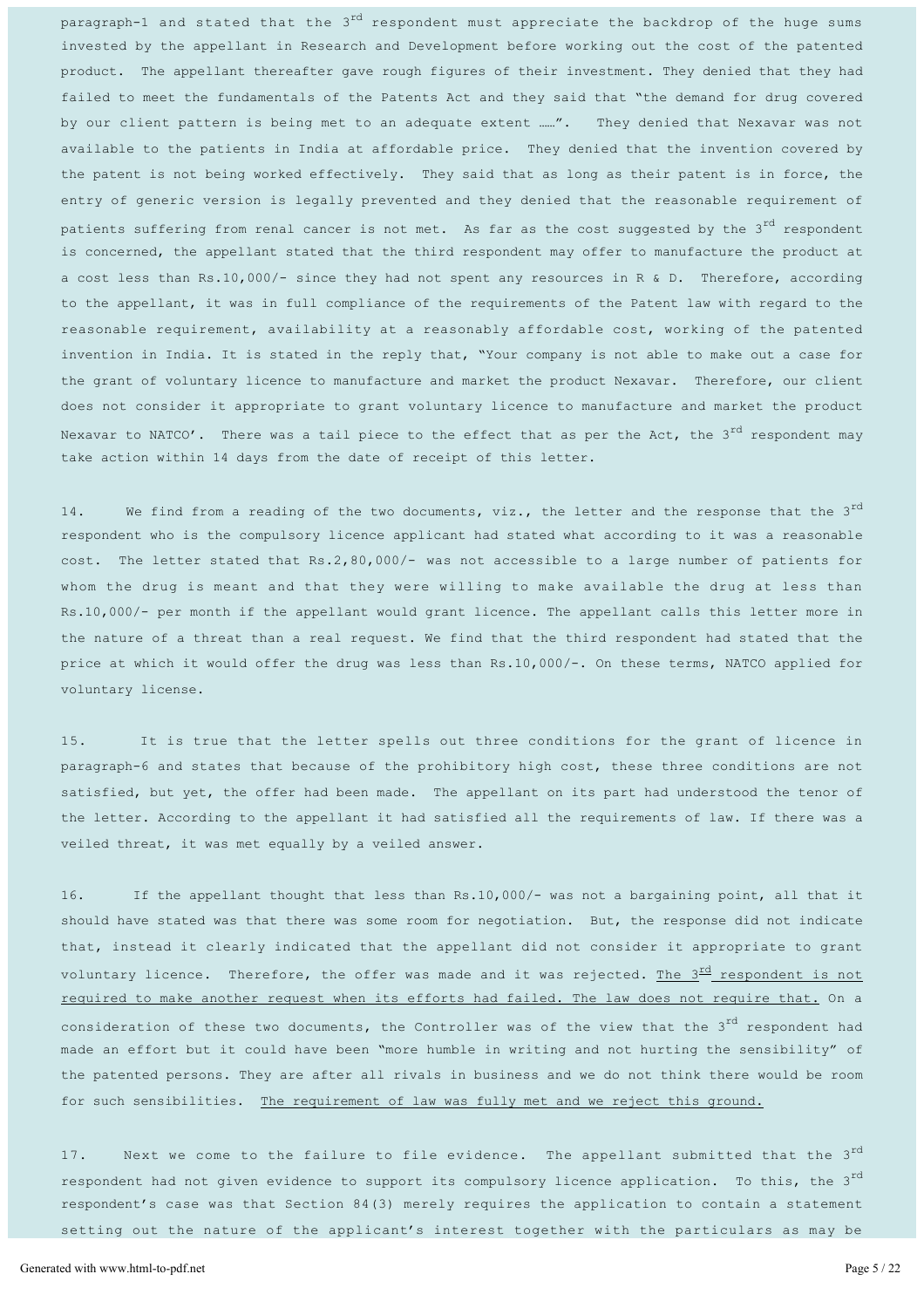paragraph-1 and stated that the 3rd respondent must appreciate the backdrop of the huge sums invested by the appellant in Research and Development before working out the cost of the patented product. The appellant thereafter gave rough figures of their investment. They denied that they had failed to meet the fundamentals of the Patents Act and they said that "the demand for drug covered by our client pattern is being met to an adequate extent ……". They denied that Nexavar was not available to the patients in India at affordable price. They denied that the invention covered by the patent is not being worked effectively. They said that as long as their patent is in force, the entry of generic version is legally prevented and they denied that the reasonable requirement of patients suffering from renal cancer is not met. As far as the cost suggested by the 3rd respondent is concerned, the appellant stated that the third respondent may offer to manufacture the product at a cost less than Rs.10,000/- since they had not spent any resources in R & D. Therefore, according to the appellant, it was in full compliance of the requirements of the Patent law with regard to the reasonable requirement, availability at a reasonably affordable cost, working of the patented invention in India. It is stated in the reply that, "Your company is not able to make out a case for the grant of voluntary licence to manufacture and market the product Nexavar. Therefore, our client does not consider it appropriate to grant voluntary licence to manufacture and market the product Nexavar to NATCO'. There was a tail piece to the effect that as per the Act, the 3rd respondent may take action within 14 days from the date of receipt of this letter.

14. We find from a reading of the two documents, viz., the letter and the response that the 3rd respondent who is the compulsory licence applicant had stated what according to it was a reasonable cost. The letter stated that Rs.2,80,000/- was not accessible to a large number of patients for whom the drug is meant and that they were willing to make available the drug at less than Rs.10,000/- per month if the appellant would grant licence. The appellant calls this letter more in the nature of a threat than a real request. We find that the third respondent had stated that the price at which it would offer the drug was less than Rs.10,000/-. On these terms, NATCO applied for voluntary license.

15. It is true that the letter spells out three conditions for the grant of licence in paragraph-6 and states that because of the prohibitory high cost, these three conditions are not satisfied, but yet, the offer had been made. The appellant on its part had understood the tenor of the letter. According to the appellant it had satisfied all the requirements of law. If there was a veiled threat, it was met equally by a veiled answer.

16. If the appellant thought that less than Rs.10,000/- was not a bargaining point, all that it should have stated was that there was some room for negotiation. But, the response did not indicate that, instead it clearly indicated that the appellant did not consider it appropriate to grant voluntary licence. Therefore, the offer was made and it was rejected. <u>The 3rd respondent is not required to make another request when its efforts had failed. The law does not require that.</u> On a consideration of these two documents, the Controller was of the view that the 3rd respondent had made an effort but it could have been "more humble in writing and not hurting the sensibility" of the patented persons. They are after all rivals in business and we do not think there would be room for such sensibilities. <u>The requirement of law was fully met and we reject this ground.</u>

17. Next we come to the failure to file evidence. The appellant submitted that the 3rd respondent had not given evidence to support its compulsory licence application. To this, the 3rd respondent's case was that Section 84(3) merely requires the application to contain a statement setting out the nature of the applicant's interest together with the particulars as may be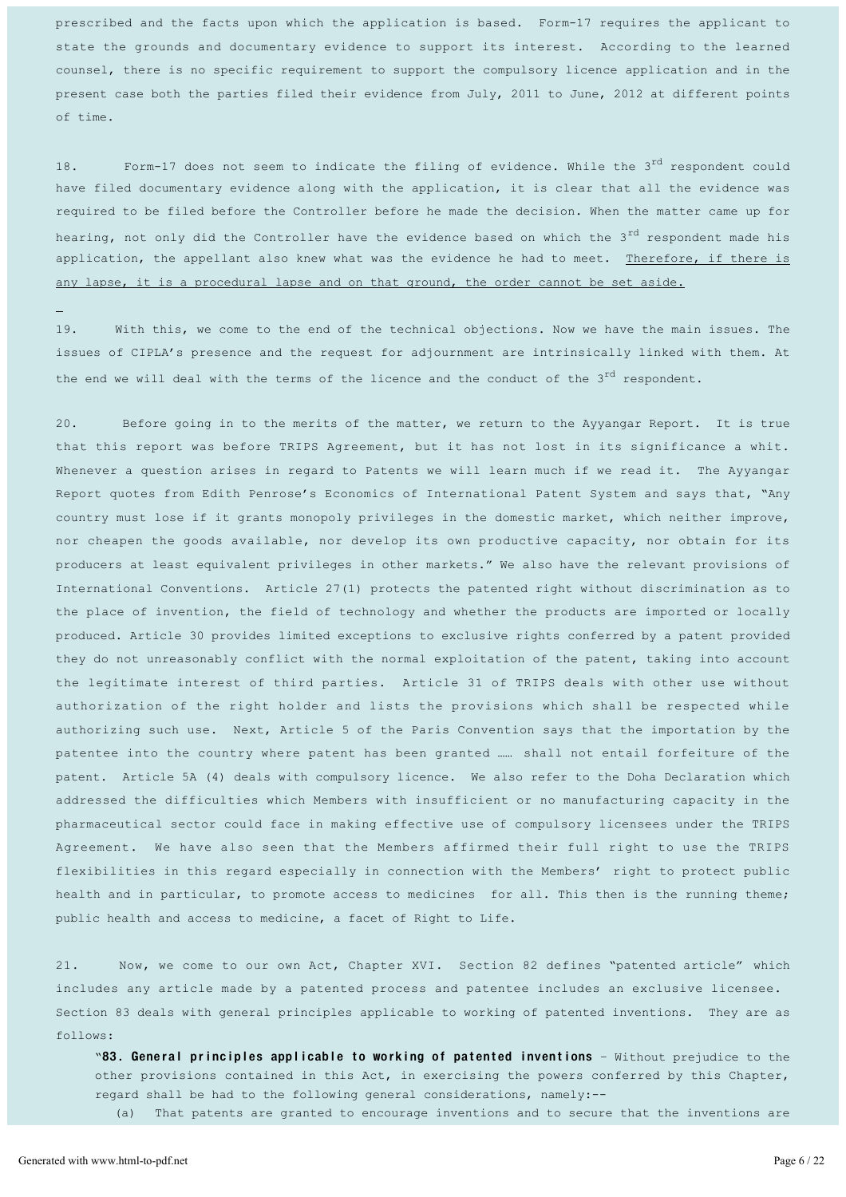prescribed and the facts upon which the application is based. Form-17 requires the applicant to state the grounds and documentary evidence to support its interest. According to the learned counsel, there is no specific requirement to support the compulsory licence application and in the present case both the parties filed their evidence from July, 2011 to June, 2012 at different points of time.

18. Form-17 does not seem to indicate the filing of evidence. While the 3rd respondent could have filed documentary evidence along with the application, it is clear that all the evidence was required to be filed before the Controller before he made the decision. When the matter came up for hearing, not only did the Controller have the evidence based on which the 3rd respondent made his application, the appellant also knew what was the evidence he had to meet. <u>Therefore, if there is any lapse, it is a procedural lapse and on that ground, the order cannot be set aside.</u>

19. With this, we come to the end of the technical objections. Now we have the main issues. The issues of CIPLA's presence and the request for adjournment are intrinsically linked with them. At the end we will deal with the terms of the licence and the conduct of the 3rd respondent.

20. Before going in to the merits of the matter, we return to the Ayyangar Report. It is true that this report was before TRIPS Agreement, but it has not lost in its significance a whit. Whenever a question arises in regard to Patents we will learn much if we read it. The Ayyangar Report quotes from Edith Penrose's Economics of International Patent System and says that, "Any country must lose if it grants monopoly privileges in the domestic market, which neither improve, nor cheapen the goods available, nor develop its own productive capacity, nor obtain for its producers at least equivalent privileges in other markets." We also have the relevant provisions of International Conventions. Article 27(1) protects the patented right without discrimination as to the place of invention, the field of technology and whether the products are imported or locally produced. Article 30 provides limited exceptions to exclusive rights conferred by a patent provided they do not unreasonably conflict with the normal exploitation of the patent, taking into account the legitimate interest of third parties. Article 31 of TRIPS deals with other use without authorization of the right holder and lists the provisions which shall be respected while authorizing such use. Next, Article 5 of the Paris Convention says that the importation by the patentee into the country where patent has been granted …… shall not entail forfeiture of the patent. Article 5A (4) deals with compulsory licence. We also refer to the Doha Declaration which addressed the difficulties which Members with insufficient or no manufacturing capacity in the pharmaceutical sector could face in making effective use of compulsory licensees under the TRIPS Agreement. We have also seen that the Members affirmed their full right to use the TRIPS flexibilities in this regard especially in connection with the Members' right to protect public health and in particular, to promote access to medicines for all. This then is the running theme; public health and access to medicine, a facet of Right to Life.

21. Now, we come to our own Act, Chapter XVI. Section 82 defines "patented article" which includes any article made by a patented process and patentee includes an exclusive licensee. Section 83 deals with general principles applicable to working of patented inventions. They are as follows:

> "**83. General principles applicable to working of patented inventions** – Without prejudice to the other provisions contained in this Act, in exercising the powers conferred by this Chapter, regard shall be had to the following general considerations, namely:--
>
> (a) That patents are granted to encourage inventions and to secure that the inventions are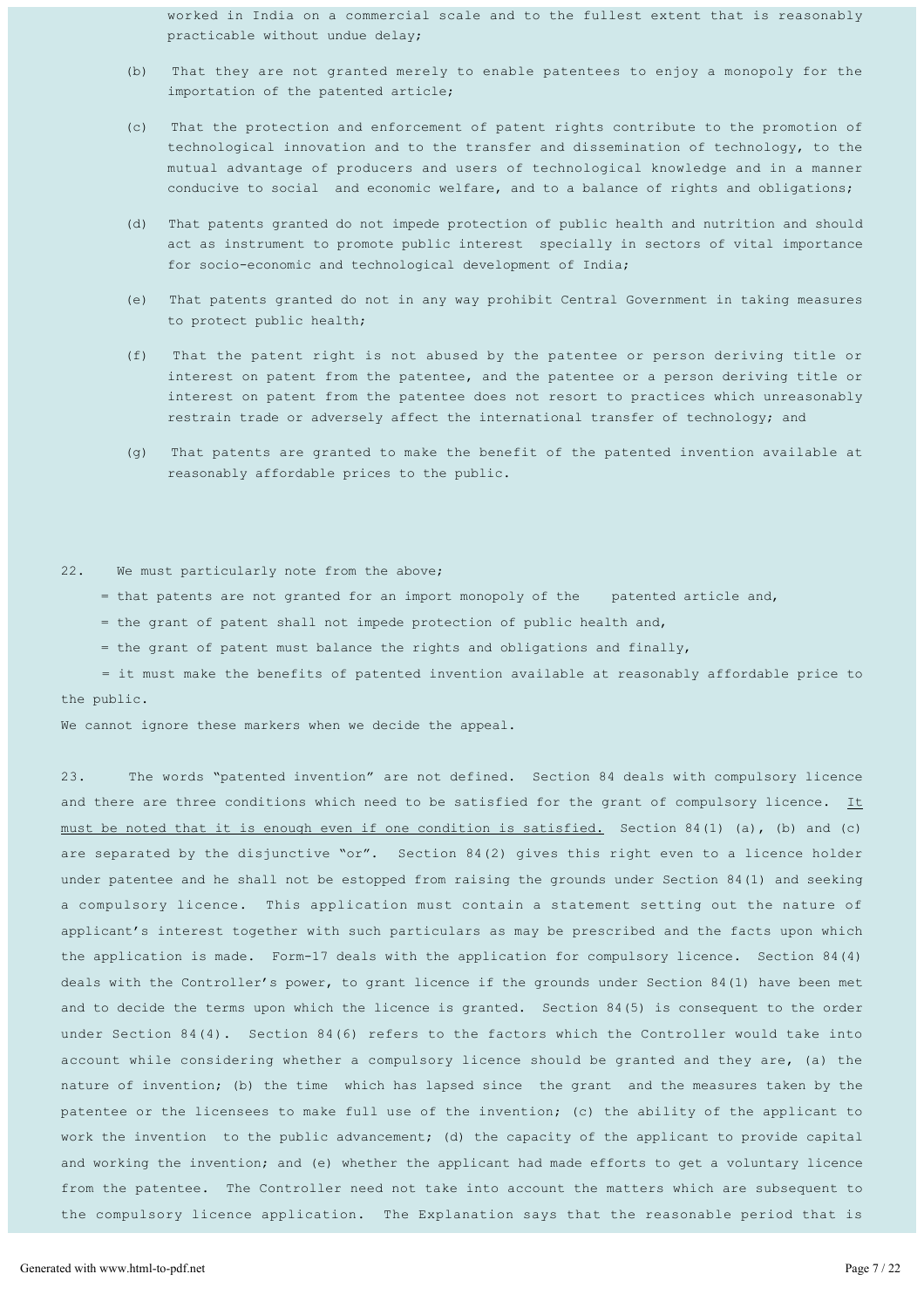worked in India on a commercial scale and to the fullest extent that is reasonably practicable without undue delay;

(b) That they are not granted merely to enable patentees to enjoy a monopoly for the importation of the patented article;

(c) That the protection and enforcement of patent rights contribute to the promotion of technological innovation and to the transfer and dissemination of technology, to the mutual advantage of producers and users of technological knowledge and in a manner conducive to social and economic welfare, and to a balance of rights and obligations;

(d) That patents granted do not impede protection of public health and nutrition and should act as instrument to promote public interest specially in sectors of vital importance for socio-economic and technological development of India;

(e) That patents granted do not in any way prohibit Central Government in taking measures to protect public health;

(f) That the patent right is not abused by the patentee or person deriving title or interest on patent from the patentee, and the patentee or a person deriving title or interest on patent from the patentee does not resort to practices which unreasonably restrain trade or adversely affect the international transfer of technology; and

(g) That patents are granted to make the benefit of the patented invention available at reasonably affordable prices to the public.

22. We must particularly note from the above;

= that patents are not granted for an import monopoly of the patented article and,

= the grant of patent shall not impede protection of public health and,

= the grant of patent must balance the rights and obligations and finally,

= it must make the benefits of patented invention available at reasonably affordable price to the public.

We cannot ignore these markers when we decide the appeal.

23. The words "patented invention" are not defined. Section 84 deals with compulsory licence and there are three conditions which need to be satisfied for the grant of compulsory licence. <u>It must be noted that it is enough even if one condition is satisfied.</u> Section 84(1) (a), (b) and (c) are separated by the disjunctive "or". Section 84(2) gives this right even to a licence holder under patentee and he shall not be estopped from raising the grounds under Section 84(1) and seeking a compulsory licence. This application must contain a statement setting out the nature of applicant's interest together with such particulars as may be prescribed and the facts upon which the application is made. Form-17 deals with the application for compulsory licence. Section 84(4) deals with the Controller's power, to grant licence if the grounds under Section 84(1) have been met and to decide the terms upon which the licence is granted. Section 84(5) is consequent to the order under Section 84(4). Section 84(6) refers to the factors which the Controller would take into account while considering whether a compulsory licence should be granted and they are, (a) the nature of invention; (b) the time which has lapsed since the grant and the measures taken by the patentee or the licensees to make full use of the invention; (c) the ability of the applicant to work the invention to the public advancement; (d) the capacity of the applicant to provide capital and working the invention; and (e) whether the applicant had made efforts to get a voluntary licence from the patentee. The Controller need not take into account the matters which are subsequent to the compulsory licence application. The Explanation says that the reasonable period that is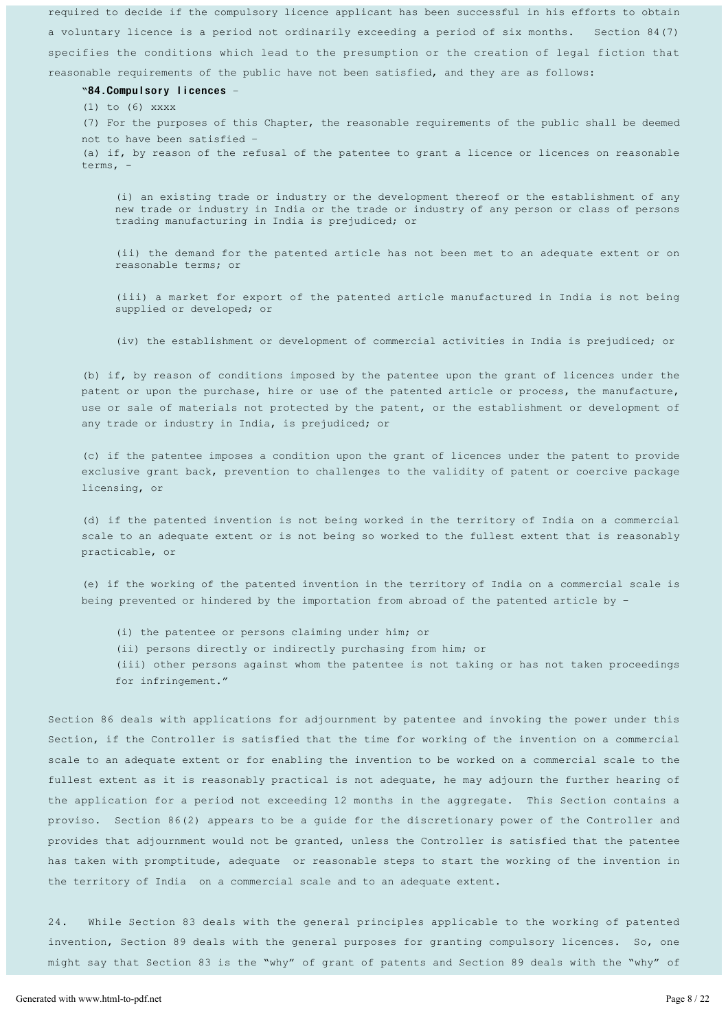required to decide if the compulsory licence applicant has been successful in his efforts to obtain a voluntary licence is a period not ordinarily exceeding a period of six months. Section 84(7) specifies the conditions which lead to the presumption or the creation of legal fiction that reasonable requirements of the public have not been satisfied, and they are as follows:

> "**84.Compulsory licences** –
>
> (1) to (6) xxxx
>
> (7) For the purposes of this Chapter, the reasonable requirements of the public shall be deemed not to have been satisfied –
>
> (a) if, by reason of the refusal of the patentee to grant a licence or licences on reasonable terms, -
>
> > (i) an existing trade or industry or the development thereof or the establishment of any new trade or industry in India or the trade or industry of any person or class of persons trading manufacturing in India is prejudiced; or
> >
> > (ii) the demand for the patented article has not been met to an adequate extent or on reasonable terms; or
> >
> > (iii) a market for export of the patented article manufactured in India is not being supplied or developed; or
> >
> > (iv) the establishment or development of commercial activities in India is prejudiced; or
>
> (b) if, by reason of conditions imposed by the patentee upon the grant of licences under the patent or upon the purchase, hire or use of the patented article or process, the manufacture, use or sale of materials not protected by the patent, or the establishment or development of any trade or industry in India, is prejudiced; or
>
> (c) if the patentee imposes a condition upon the grant of licences under the patent to provide exclusive grant back, prevention to challenges to the validity of patent or coercive package licensing, or
>
> (d) if the patented invention is not being worked in the territory of India on a commercial scale to an adequate extent or is not being so worked to the fullest extent that is reasonably practicable, or
>
> (e) if the working of the patented invention in the territory of India on a commercial scale is being prevented or hindered by the importation from abroad of the patented article by –
>
> > (i) the patentee or persons claiming under him; or
> > (ii) persons directly or indirectly purchasing from him; or
> > (iii) other persons against whom the patentee is not taking or has not taken proceedings for infringement."

Section 86 deals with applications for adjournment by patentee and invoking the power under this Section, if the Controller is satisfied that the time for working of the invention on a commercial scale to an adequate extent or for enabling the invention to be worked on a commercial scale to the fullest extent as it is reasonably practical is not adequate, he may adjourn the further hearing of the application for a period not exceeding 12 months in the aggregate. This Section contains a proviso. Section 86(2) appears to be a guide for the discretionary power of the Controller and provides that adjournment would not be granted, unless the Controller is satisfied that the patentee has taken with promptitude, adequate or reasonable steps to start the working of the invention in the territory of India on a commercial scale and to an adequate extent.

24. While Section 83 deals with the general principles applicable to the working of patented invention, Section 89 deals with the general purposes for granting compulsory licences. So, one might say that Section 83 is the "why" of grant of patents and Section 89 deals with the "why" of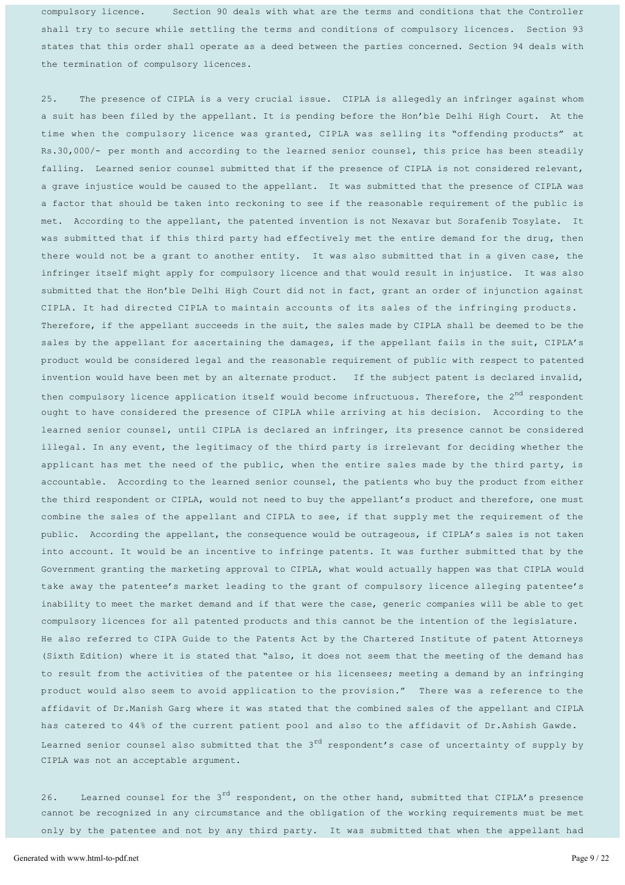compulsory licence. Section 90 deals with what are the terms and conditions that the Controller shall try to secure while settling the terms and conditions of compulsory licences. Section 93 states that this order shall operate as a deed between the parties concerned. Section 94 deals with the termination of compulsory licences.

25. The presence of CIPLA is a very crucial issue. CIPLA is allegedly an infringer against whom a suit has been filed by the appellant. It is pending before the Hon'ble Delhi High Court. At the time when the compulsory licence was granted, CIPLA was selling its "offending products" at Rs.30,000/- per month and according to the learned senior counsel, this price has been steadily falling. Learned senior counsel submitted that if the presence of CIPLA is not considered relevant, a grave injustice would be caused to the appellant. It was submitted that the presence of CIPLA was a factor that should be taken into reckoning to see if the reasonable requirement of the public is met. According to the appellant, the patented invention is not Nexavar but Sorafenib Tosylate. It was submitted that if this third party had effectively met the entire demand for the drug, then there would not be a grant to another entity. It was also submitted that in a given case, the infringer itself might apply for compulsory licence and that would result in injustice. It was also submitted that the Hon'ble Delhi High Court did not in fact, grant an order of injunction against CIPLA. It had directed CIPLA to maintain accounts of its sales of the infringing products. Therefore, if the appellant succeeds in the suit, the sales made by CIPLA shall be deemed to be the sales by the appellant for ascertaining the damages, if the appellant fails in the suit, CIPLA's product would be considered legal and the reasonable requirement of public with respect to patented invention would have been met by an alternate product. If the subject patent is declared invalid, then compulsory licence application itself would become infructuous. Therefore, the 2nd respondent ought to have considered the presence of CIPLA while arriving at his decision. According to the learned senior counsel, until CIPLA is declared an infringer, its presence cannot be considered illegal. In any event, the legitimacy of the third party is irrelevant for deciding whether the applicant has met the need of the public, when the entire sales made by the third party, is accountable. According to the learned senior counsel, the patients who buy the product from either the third respondent or CIPLA, would not need to buy the appellant's product and therefore, one must combine the sales of the appellant and CIPLA to see, if that supply met the requirement of the public. According the appellant, the consequence would be outrageous, if CIPLA's sales is not taken into account. It would be an incentive to infringe patents. It was further submitted that by the Government granting the marketing approval to CIPLA, what would actually happen was that CIPLA would take away the patentee's market leading to the grant of compulsory licence alleging patentee's inability to meet the market demand and if that were the case, generic companies will be able to get compulsory licences for all patented products and this cannot be the intention of the legislature. He also referred to CIPA Guide to the Patents Act by the Chartered Institute of patent Attorneys (Sixth Edition) where it is stated that "also, it does not seem that the meeting of the demand has to result from the activities of the patentee or his licensees; meeting a demand by an infringing product would also seem to avoid application to the provision." There was a reference to the affidavit of Dr.Manish Garg where it was stated that the combined sales of the appellant and CIPLA has catered to 44% of the current patient pool and also to the affidavit of Dr.Ashish Gawde. Learned senior counsel also submitted that the 3rd respondent's case of uncertainty of supply by CIPLA was not an acceptable argument.

26. Learned counsel for the 3rd respondent, on the other hand, submitted that CIPLA's presence cannot be recognized in any circumstance and the obligation of the working requirements must be met only by the patentee and not by any third party. It was submitted that when the appellant had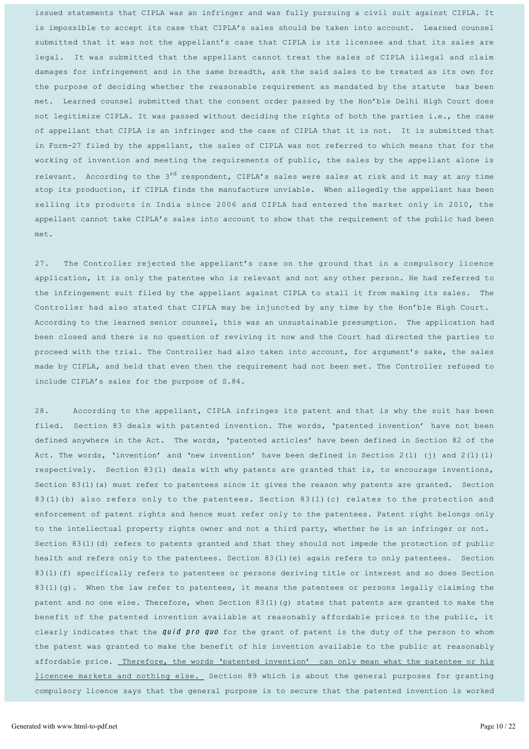issued statements that CIPLA was an infringer and was fully pursuing a civil suit against CIPLA. It is impossible to accept its case that CIPLA's sales should be taken into account. Learned counsel submitted that it was not the appellant's case that CIPLA is its licensee and that its sales are legal. It was submitted that the appellant cannot treat the sales of CIPLA illegal and claim damages for infringement and in the same breadth, ask the said sales to be treated as its own for the purpose of deciding whether the reasonable requirement as mandated by the statute has been met. Learned counsel submitted that the consent order passed by the Hon'ble Delhi High Court does not legitimize CIPLA. It was passed without deciding the rights of both the parties i.e., the case of appellant that CIPLA is an infringer and the case of CIPLA that it is not. It is submitted that in Form-27 filed by the appellant, the sales of CIPLA was not referred to which means that for the working of invention and meeting the requirements of public, the sales by the appellant alone is relevant. According to the 3rd respondent, CIPLA's sales were sales at risk and it may at any time stop its production, if CIPLA finds the manufacture unviable. When allegedly the appellant has been selling its products in India since 2006 and CIPLA had entered the market only in 2010, the appellant cannot take CIPLA's sales into account to show that the requirement of the public had been met.

27. The Controller rejected the appellant's case on the ground that in a compulsory licence application, it is only the patentee who is relevant and not any other person. He had referred to the infringement suit filed by the appellant against CIPLA to stall it from making its sales. The Controller had also stated that CIPLA may be injuncted by any time by the Hon'ble High Court. According to the learned senior counsel, this was an unsustainable presumption. The application had been closed and there is no question of reviving it now and the Court had directed the parties to proceed with the trial. The Controller had also taken into account, for argument's sake, the sales made by CIPLA, and held that even then the requirement had not been met. The Controller refused to include CIPLA's sales for the purpose of S.84.

28. According to the appellant, CIPLA infringes its patent and that is why the suit has been filed. Section 83 deals with patented invention. The words, 'patented invention' have not been defined anywhere in the Act. The words, 'patented articles' have been defined in Section 82 of the Act. The words, 'invention' and 'new invention' have been defined in Section 2(1) (j) and 2(1)(l) respectively. Section 83(1) deals with why patents are granted that is, to encourage inventions, Section 83(1)(a) must refer to patentees since it gives the reason why patents are granted. Section 83(1)(b) also refers only to the patentees. Section 83(1)(c) relates to the protection and enforcement of patent rights and hence must refer only to the patentees. Patent right belongs only to the intellectual property rights owner and not a third party, whether he is an infringer or not. Section 83(1)(d) refers to patents granted and that they should not impede the protection of public health and refers only to the patentees. Section 83(1)(e) again refers to only patentees. Section 83(1)(f) specifically refers to patentees or persons deriving title or interest and so does Section 83(1)(g). When the law refer to patentees, it means the patentees or persons legally claiming the patent and no one else. Therefore, when Section 83(1)(g) states that patents are granted to make the benefit of the patented invention available at reasonably affordable prices to the public, it clearly indicates that the ***quid pro quo*** for the grant of patent is the duty of the person to whom the patent was granted to make the benefit of his invention available to the public at reasonably affordable price. Therefore, the words 'patented invention' can only mean what the patentee or his licencee markets and nothing else. Section 89 which is about the general purposes for granting compulsory licence says that the general purpose is to secure that the patented invention is worked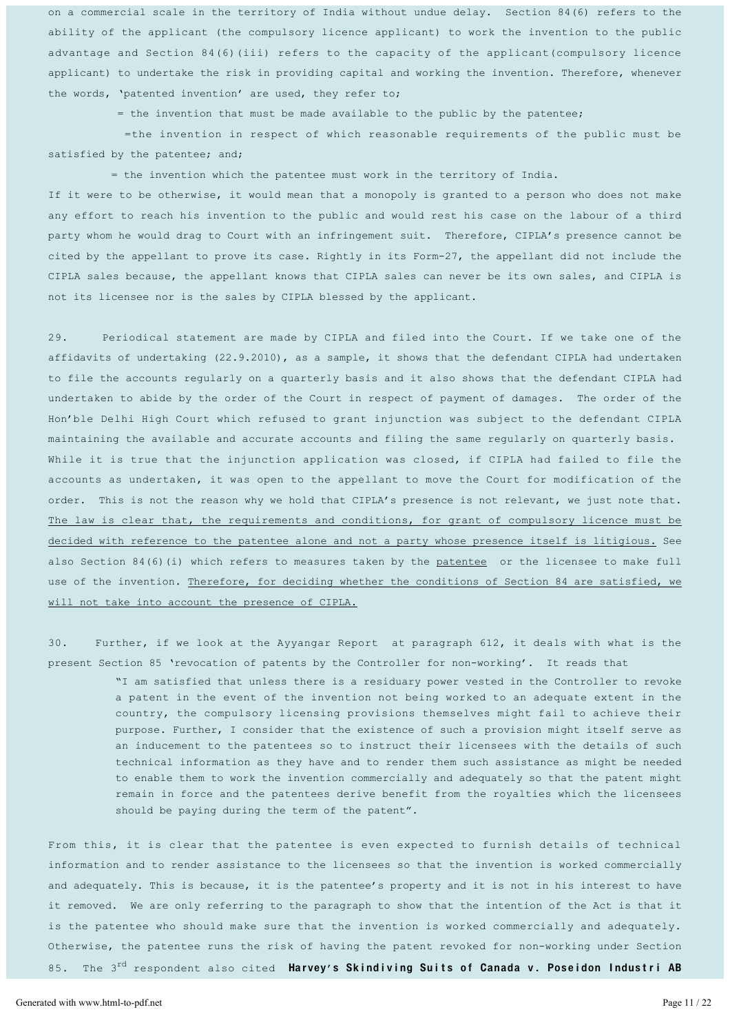on a commercial scale in the territory of India without undue delay. Section 84(6) refers to the ability of the applicant (the compulsory licence applicant) to work the invention to the public advantage and Section 84(6)(iii) refers to the capacity of the applicant(compulsory licence applicant) to undertake the risk in providing capital and working the invention. Therefore, whenever the words, 'patented invention' are used, they refer to;

= the invention that must be made available to the public by the patentee;

=the invention in respect of which reasonable requirements of the public must be satisfied by the patentee; and;

= the invention which the patentee must work in the territory of India.

If it were to be otherwise, it would mean that a monopoly is granted to a person who does not make any effort to reach his invention to the public and would rest his case on the labour of a third party whom he would drag to Court with an infringement suit. Therefore, CIPLA's presence cannot be cited by the appellant to prove its case. Rightly in its Form-27, the appellant did not include the CIPLA sales because, the appellant knows that CIPLA sales can never be its own sales, and CIPLA is not its licensee nor is the sales by CIPLA blessed by the applicant.

29. Periodical statement are made by CIPLA and filed into the Court. If we take one of the affidavits of undertaking (22.9.2010), as a sample, it shows that the defendant CIPLA had undertaken to file the accounts regularly on a quarterly basis and it also shows that the defendant CIPLA had undertaken to abide by the order of the Court in respect of payment of damages. The order of the Hon'ble Delhi High Court which refused to grant injunction was subject to the defendant CIPLA maintaining the available and accurate accounts and filing the same regularly on quarterly basis. While it is true that the injunction application was closed, if CIPLA had failed to file the accounts as undertaken, it was open to the appellant to move the Court for modification of the order. This is not the reason why we hold that CIPLA's presence is not relevant, we just note that. <u>The law is clear that, the requirements and conditions, for grant of compulsory licence must be decided with reference to the patentee alone and not a party whose presence itself is litigious.</u> See also Section 84(6)(i) which refers to measures taken by the <u>patentee</u> or the licensee to make full use of the invention. <u>Therefore, for deciding whether the conditions of Section 84 are satisfied, we will not take into account the presence of CIPLA.</u>

30. Further, if we look at the Ayyangar Report at paragraph 612, it deals with what is the present Section 85 'revocation of patents by the Controller for non-working'. It reads that

> "I am satisfied that unless there is a residuary power vested in the Controller to revoke a patent in the event of the invention not being worked to an adequate extent in the country, the compulsory licensing provisions themselves might fail to achieve their purpose. Further, I consider that the existence of such a provision might itself serve as an inducement to the patentees so to instruct their licensees with the details of such technical information as they have and to render them such assistance as might be needed to enable them to work the invention commercially and adequately so that the patent might remain in force and the patentees derive benefit from the royalties which the licensees should be paying during the term of the patent".

From this, it is clear that the patentee is even expected to furnish details of technical information and to render assistance to the licensees so that the invention is worked commercially and adequately. This is because, it is the patentee's property and it is not in his interest to have it removed. We are only referring to the paragraph to show that the intention of the Act is that it is the patentee who should make sure that the invention is worked commercially and adequately. Otherwise, the patentee runs the risk of having the patent revoked for non-working under Section 85. The 3rd respondent also cited **Harvey's Skindiving Suits of Canada v. Poseidon Industri AB**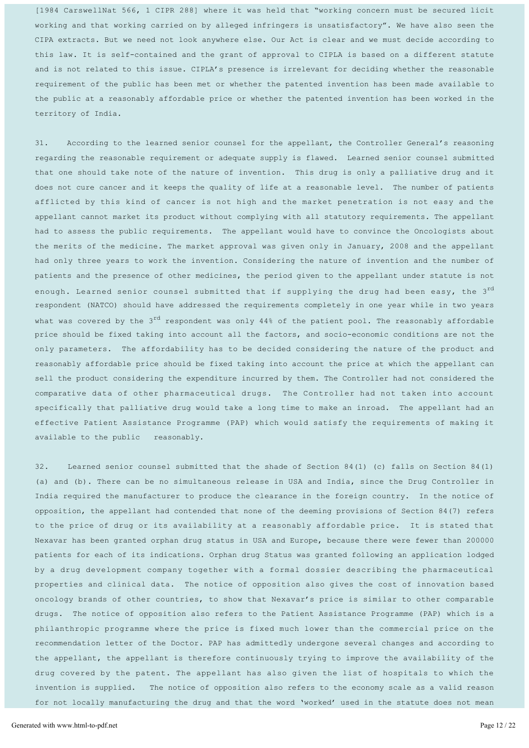[1984 CarswellNat 566, 1 CIPR 288] where it was held that "working concern must be secured licit working and that working carried on by alleged infringers is unsatisfactory". We have also seen the CIPA extracts. But we need not look anywhere else. Our Act is clear and we must decide according to this law. It is self-contained and the grant of approval to CIPLA is based on a different statute and is not related to this issue. CIPLA's presence is irrelevant for deciding whether the reasonable requirement of the public has been met or whether the patented invention has been made available to the public at a reasonably affordable price or whether the patented invention has been worked in the territory of India.

31. According to the learned senior counsel for the appellant, the Controller General's reasoning regarding the reasonable requirement or adequate supply is flawed. Learned senior counsel submitted that one should take note of the nature of invention. This drug is only a palliative drug and it does not cure cancer and it keeps the quality of life at a reasonable level. The number of patients afflicted by this kind of cancer is not high and the market penetration is not easy and the appellant cannot market its product without complying with all statutory requirements. The appellant had to assess the public requirements. The appellant would have to convince the Oncologists about the merits of the medicine. The market approval was given only in January, 2008 and the appellant had only three years to work the invention. Considering the nature of invention and the number of patients and the presence of other medicines, the period given to the appellant under statute is not enough. Learned senior counsel submitted that if supplying the drug had been easy, the 3rd respondent (NATCO) should have addressed the requirements completely in one year while in two years what was covered by the 3rd respondent was only 44% of the patient pool. The reasonably affordable price should be fixed taking into account all the factors, and socio-economic conditions are not the only parameters. The affordability has to be decided considering the nature of the product and reasonably affordable price should be fixed taking into account the price at which the appellant can sell the product considering the expenditure incurred by them. The Controller had not considered the comparative data of other pharmaceutical drugs. The Controller had not taken into account specifically that palliative drug would take a long time to make an inroad. The appellant had an effective Patient Assistance Programme (PAP) which would satisfy the requirements of making it available to the public reasonably.

32. Learned senior counsel submitted that the shade of Section 84(1) (c) falls on Section 84(1) (a) and (b). There can be no simultaneous release in USA and India, since the Drug Controller in India required the manufacturer to produce the clearance in the foreign country. In the notice of opposition, the appellant had contended that none of the deeming provisions of Section 84(7) refers to the price of drug or its availability at a reasonably affordable price. It is stated that Nexavar has been granted orphan drug status in USA and Europe, because there were fewer than 200000 patients for each of its indications. Orphan drug Status was granted following an application lodged by a drug development company together with a formal dossier describing the pharmaceutical properties and clinical data. The notice of opposition also gives the cost of innovation based oncology brands of other countries, to show that Nexavar's price is similar to other comparable drugs. The notice of opposition also refers to the Patient Assistance Programme (PAP) which is a philanthropic programme where the price is fixed much lower than the commercial price on the recommendation letter of the Doctor. PAP has admittedly undergone several changes and according to the appellant, the appellant is therefore continuously trying to improve the availability of the drug covered by the patent. The appellant has also given the list of hospitals to which the invention is supplied. The notice of opposition also refers to the economy scale as a valid reason for not locally manufacturing the drug and that the word 'worked' used in the statute does not mean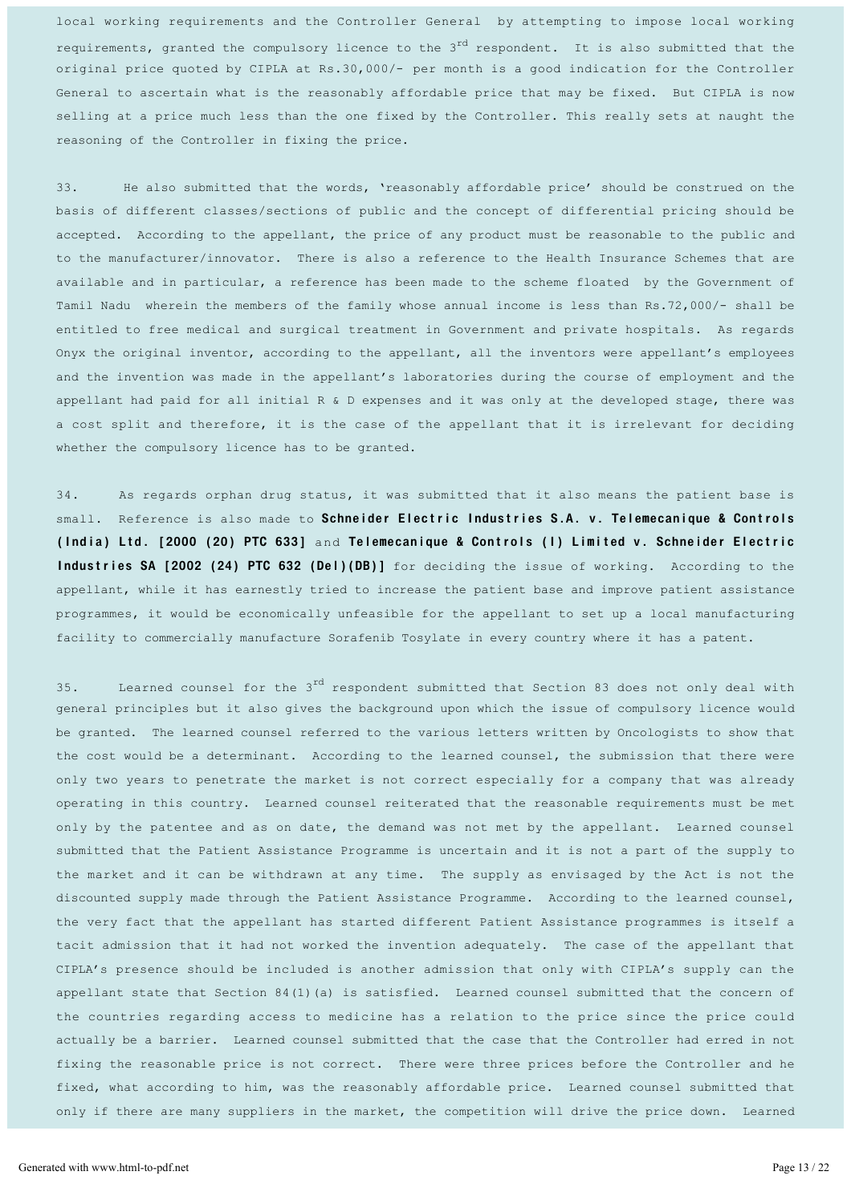local working requirements and the Controller General by attempting to impose local working requirements, granted the compulsory licence to the 3rd respondent. It is also submitted that the original price quoted by CIPLA at Rs.30,000/- per month is a good indication for the Controller General to ascertain what is the reasonably affordable price that may be fixed. But CIPLA is now selling at a price much less than the one fixed by the Controller. This really sets at naught the reasoning of the Controller in fixing the price.

33. He also submitted that the words, 'reasonably affordable price' should be construed on the basis of different classes/sections of public and the concept of differential pricing should be accepted. According to the appellant, the price of any product must be reasonable to the public and to the manufacturer/innovator. There is also a reference to the Health Insurance Schemes that are available and in particular, a reference has been made to the scheme floated by the Government of Tamil Nadu wherein the members of the family whose annual income is less than Rs.72,000/- shall be entitled to free medical and surgical treatment in Government and private hospitals. As regards Onyx the original inventor, according to the appellant, all the inventors were appellant's employees and the invention was made in the appellant's laboratories during the course of employment and the appellant had paid for all initial R & D expenses and it was only at the developed stage, there was a cost split and therefore, it is the case of the appellant that it is irrelevant for deciding whether the compulsory licence has to be granted.

34. As regards orphan drug status, it was submitted that it also means the patient base is small. Reference is also made to **Schneider Electric Industries S.A. v. Telemecanique & Controls (India) Ltd. [2000 (20) PTC 633]** and **Telemecanique & Controls (I) Limited v. Schneider Electric Industries SA [2002 (24) PTC 632 (Del)(DB)]** for deciding the issue of working. According to the appellant, while it has earnestly tried to increase the patient base and improve patient assistance programmes, it would be economically unfeasible for the appellant to set up a local manufacturing facility to commercially manufacture Sorafenib Tosylate in every country where it has a patent.

35. Learned counsel for the 3rd respondent submitted that Section 83 does not only deal with general principles but it also gives the background upon which the issue of compulsory licence would be granted. The learned counsel referred to the various letters written by Oncologists to show that the cost would be a determinant. According to the learned counsel, the submission that there were only two years to penetrate the market is not correct especially for a company that was already operating in this country. Learned counsel reiterated that the reasonable requirements must be met only by the patentee and as on date, the demand was not met by the appellant. Learned counsel submitted that the Patient Assistance Programme is uncertain and it is not a part of the supply to the market and it can be withdrawn at any time. The supply as envisaged by the Act is not the discounted supply made through the Patient Assistance Programme. According to the learned counsel, the very fact that the appellant has started different Patient Assistance programmes is itself a tacit admission that it had not worked the invention adequately. The case of the appellant that CIPLA's presence should be included is another admission that only with CIPLA's supply can the appellant state that Section 84(1)(a) is satisfied. Learned counsel submitted that the concern of the countries regarding access to medicine has a relation to the price since the price could actually be a barrier. Learned counsel submitted that the case that the Controller had erred in not fixing the reasonable price is not correct. There were three prices before the Controller and he fixed, what according to him, was the reasonably affordable price. Learned counsel submitted that only if there are many suppliers in the market, the competition will drive the price down. Learned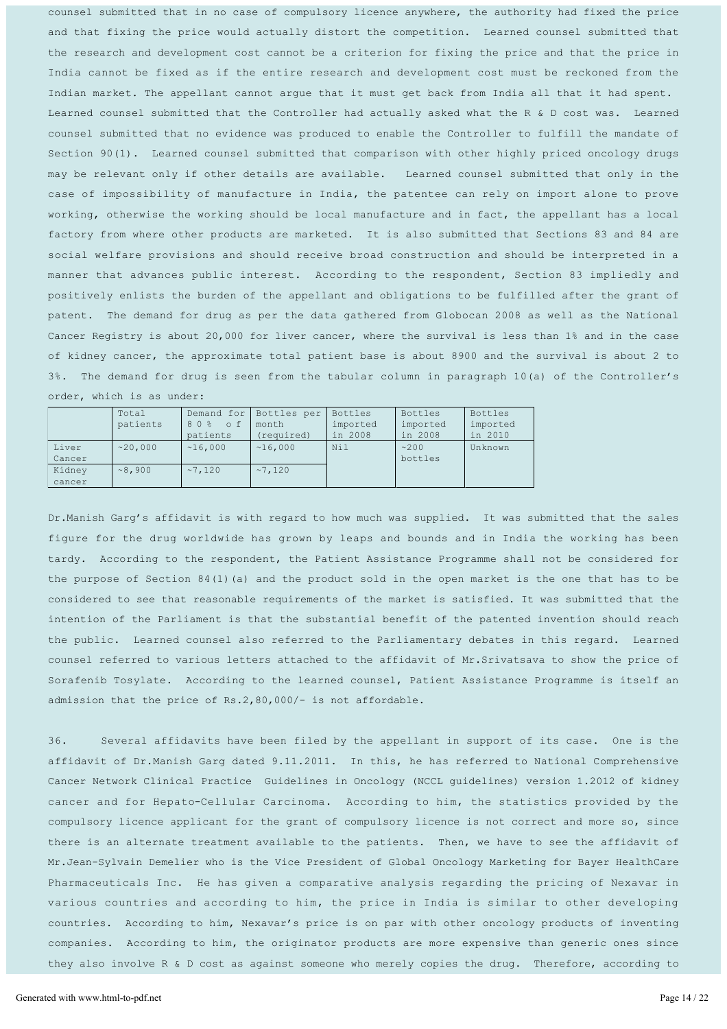counsel submitted that in no case of compulsory licence anywhere, the authority had fixed the price and that fixing the price would actually distort the competition. Learned counsel submitted that the research and development cost cannot be a criterion for fixing the price and that the price in India cannot be fixed as if the entire research and development cost must be reckoned from the Indian market. The appellant cannot argue that it must get back from India all that it had spent. Learned counsel submitted that the Controller had actually asked what the R & D cost was. Learned counsel submitted that no evidence was produced to enable the Controller to fulfill the mandate of Section 90(1). Learned counsel submitted that comparison with other highly priced oncology drugs may be relevant only if other details are available. Learned counsel submitted that only in the case of impossibility of manufacture in India, the patentee can rely on import alone to prove working, otherwise the working should be local manufacture and in fact, the appellant has a local factory from where other products are marketed. It is also submitted that Sections 83 and 84 are social welfare provisions and should receive broad construction and should be interpreted in a manner that advances public interest. According to the respondent, Section 83 impliedly and positively enlists the burden of the appellant and obligations to be fulfilled after the grant of patent. The demand for drug as per the data gathered from Globocan 2008 as well as the National Cancer Registry is about 20,000 for liver cancer, where the survival is less than 1% and in the case of kidney cancer, the approximate total patient base is about 8900 and the survival is about 2 to 3%. The demand for drug is seen from the tabular column in paragraph 10(a) of the Controller's order, which is as under:

| | Total patients | Demand for 80% of patients | Bottles per month (required) | Bottles imported in 2008 | Bottles imported in 2008 | Bottles imported in 2010 |
|---|---|---|---|---|---|---|
| Liver Cancer | ~20,000 | ~16,000 | ~16,000 | Nil | ~200 bottles | Unknown |
| Kidney cancer | ~8,900 | ~7,120 | ~7,120 | | | |

Dr.Manish Garg's affidavit is with regard to how much was supplied. It was submitted that the sales figure for the drug worldwide has grown by leaps and bounds and in India the working has been tardy. According to the respondent, the Patient Assistance Programme shall not be considered for the purpose of Section 84(1)(a) and the product sold in the open market is the one that has to be considered to see that reasonable requirements of the market is satisfied. It was submitted that the intention of the Parliament is that the substantial benefit of the patented invention should reach the public. Learned counsel also referred to the Parliamentary debates in this regard. Learned counsel referred to various letters attached to the affidavit of Mr.Srivatsava to show the price of Sorafenib Tosylate. According to the learned counsel, Patient Assistance Programme is itself an admission that the price of Rs.2,80,000/- is not affordable.

36. Several affidavits have been filed by the appellant in support of its case. One is the affidavit of Dr.Manish Garg dated 9.11.2011. In this, he has referred to National Comprehensive Cancer Network Clinical Practice Guidelines in Oncology (NCCL guidelines) version 1.2012 of kidney cancer and for Hepato-Cellular Carcinoma. According to him, the statistics provided by the compulsory licence applicant for the grant of compulsory licence is not correct and more so, since there is an alternate treatment available to the patients. Then, we have to see the affidavit of Mr.Jean-Sylvain Demelier who is the Vice President of Global Oncology Marketing for Bayer HealthCare Pharmaceuticals Inc. He has given a comparative analysis regarding the pricing of Nexavar in various countries and according to him, the price in India is similar to other developing countries. According to him, Nexavar's price is on par with other oncology products of inventing companies. According to him, the originator products are more expensive than generic ones since they also involve R & D cost as against someone who merely copies the drug. Therefore, according to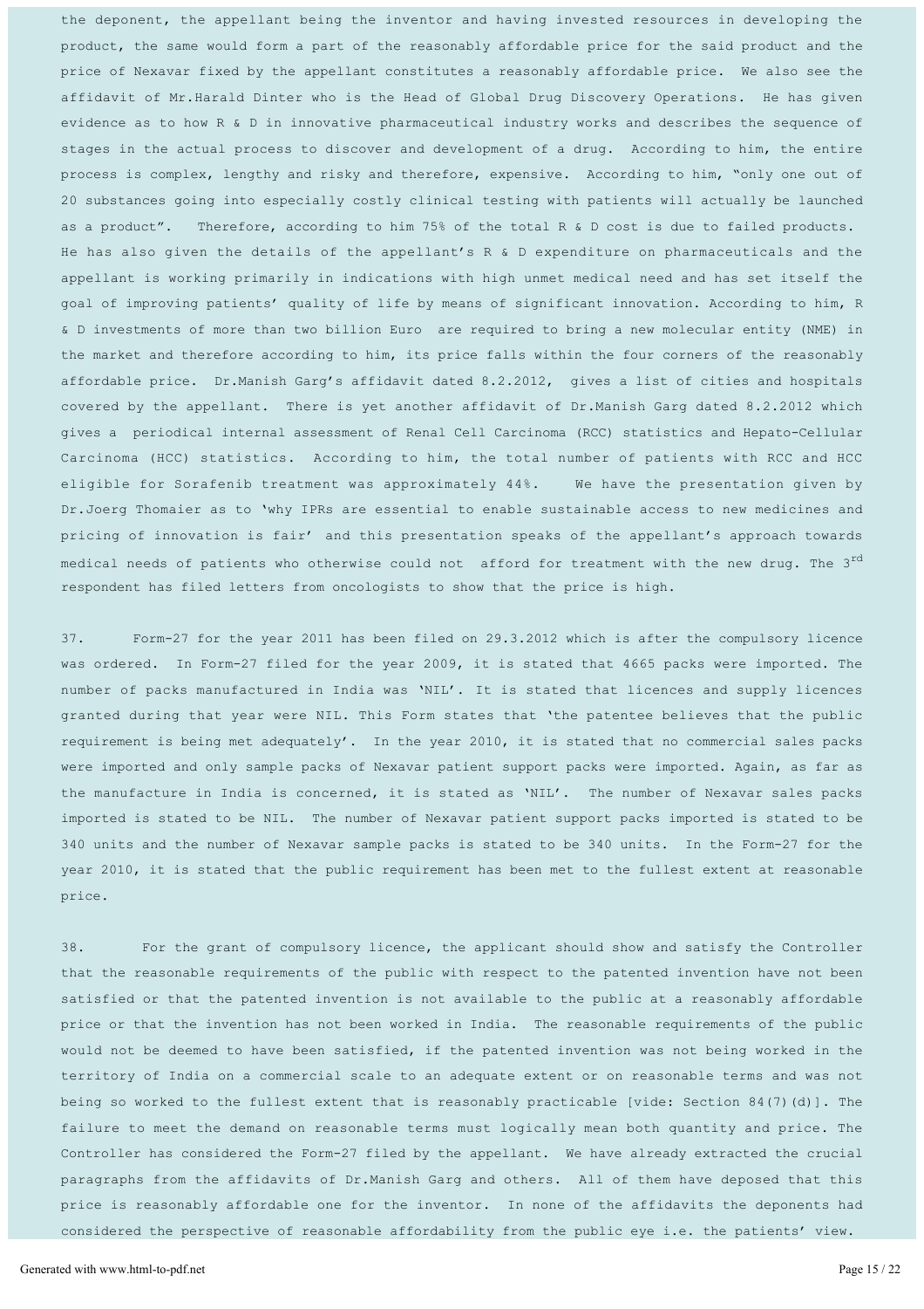the deponent, the appellant being the inventor and having invested resources in developing the product, the same would form a part of the reasonably affordable price for the said product and the price of Nexavar fixed by the appellant constitutes a reasonably affordable price. We also see the affidavit of Mr.Harald Dinter who is the Head of Global Drug Discovery Operations. He has given evidence as to how R & D in innovative pharmaceutical industry works and describes the sequence of stages in the actual process to discover and development of a drug. According to him, the entire process is complex, lengthy and risky and therefore, expensive. According to him, "only one out of 20 substances going into especially costly clinical testing with patients will actually be launched as a product". Therefore, according to him 75% of the total R & D cost is due to failed products. He has also given the details of the appellant's R & D expenditure on pharmaceuticals and the appellant is working primarily in indications with high unmet medical need and has set itself the goal of improving patients' quality of life by means of significant innovation. According to him, R & D investments of more than two billion Euro are required to bring a new molecular entity (NME) in the market and therefore according to him, its price falls within the four corners of the reasonably affordable price. Dr.Manish Garg's affidavit dated 8.2.2012, gives a list of cities and hospitals covered by the appellant. There is yet another affidavit of Dr.Manish Garg dated 8.2.2012 which gives a periodical internal assessment of Renal Cell Carcinoma (RCC) statistics and Hepato-Cellular Carcinoma (HCC) statistics. According to him, the total number of patients with RCC and HCC eligible for Sorafenib treatment was approximately 44%. We have the presentation given by Dr.Joerg Thomaier as to 'why IPRs are essential to enable sustainable access to new medicines and pricing of innovation is fair' and this presentation speaks of the appellant's approach towards medical needs of patients who otherwise could not afford for treatment with the new drug. The 3rd respondent has filed letters from oncologists to show that the price is high.

37. Form-27 for the year 2011 has been filed on 29.3.2012 which is after the compulsory licence was ordered. In Form-27 filed for the year 2009, it is stated that 4665 packs were imported. The number of packs manufactured in India was 'NIL'. It is stated that licences and supply licences granted during that year were NIL. This Form states that 'the patentee believes that the public requirement is being met adequately'. In the year 2010, it is stated that no commercial sales packs were imported and only sample packs of Nexavar patient support packs were imported. Again, as far as the manufacture in India is concerned, it is stated as 'NIL'. The number of Nexavar sales packs imported is stated to be NIL. The number of Nexavar patient support packs imported is stated to be 340 units and the number of Nexavar sample packs is stated to be 340 units. In the Form-27 for the year 2010, it is stated that the public requirement has been met to the fullest extent at reasonable price.

38. For the grant of compulsory licence, the applicant should show and satisfy the Controller that the reasonable requirements of the public with respect to the patented invention have not been satisfied or that the patented invention is not available to the public at a reasonably affordable price or that the invention has not been worked in India. The reasonable requirements of the public would not be deemed to have been satisfied, if the patented invention was not being worked in the territory of India on a commercial scale to an adequate extent or on reasonable terms and was not being so worked to the fullest extent that is reasonably practicable [vide: Section 84(7)(d)]. The failure to meet the demand on reasonable terms must logically mean both quantity and price. The Controller has considered the Form-27 filed by the appellant. We have already extracted the crucial paragraphs from the affidavits of Dr.Manish Garg and others. All of them have deposed that this price is reasonably affordable one for the inventor. In none of the affidavits the deponents had considered the perspective of reasonable affordability from the public eye i.e. the patients' view.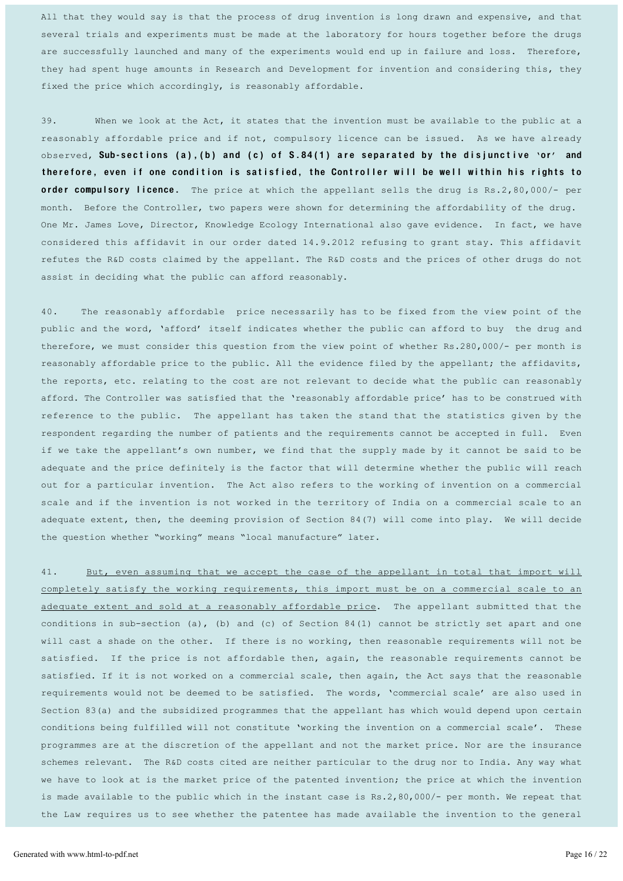All that they would say is that the process of drug invention is long drawn and expensive, and that several trials and experiments must be made at the laboratory for hours together before the drugs are successfully launched and many of the experiments would end up in failure and loss. Therefore, they had spent huge amounts in Research and Development for invention and considering this, they fixed the price which accordingly, is reasonably affordable.

39. When we look at the Act, it states that the invention must be available to the public at a reasonably affordable price and if not, compulsory licence can be issued. As we have already observed, **Sub-sections (a),(b) and (c) of S.84(1) are separated by the disjunctive 'or' and therefore, even if one condition is satisfied, the Controller will be well within his rights to order compulsory licence.** The price at which the appellant sells the drug is Rs.2,80,000/- per month. Before the Controller, two papers were shown for determining the affordability of the drug. One Mr. James Love, Director, Knowledge Ecology International also gave evidence. In fact, we have considered this affidavit in our order dated 14.9.2012 refusing to grant stay. This affidavit refutes the R&D costs claimed by the appellant. The R&D costs and the prices of other drugs do not assist in deciding what the public can afford reasonably.

40. The reasonably affordable price necessarily has to be fixed from the view point of the public and the word, 'afford' itself indicates whether the public can afford to buy the drug and therefore, we must consider this question from the view point of whether Rs.280,000/- per month is reasonably affordable price to the public. All the evidence filed by the appellant; the affidavits, the reports, etc. relating to the cost are not relevant to decide what the public can reasonably afford. The Controller was satisfied that the 'reasonably affordable price' has to be construed with reference to the public. The appellant has taken the stand that the statistics given by the respondent regarding the number of patients and the requirements cannot be accepted in full. Even if we take the appellant's own number, we find that the supply made by it cannot be said to be adequate and the price definitely is the factor that will determine whether the public will reach out for a particular invention. The Act also refers to the working of invention on a commercial scale and if the invention is not worked in the territory of India on a commercial scale to an adequate extent, then, the deeming provision of Section 84(7) will come into play. We will decide the question whether "working" means "local manufacture" later.

41. <u>But, even assuming that we accept the case of the appellant in total that import will completely satisfy the working requirements, this import must be on a commercial scale to an adequate extent and sold at a reasonably affordable price</u>. The appellant submitted that the conditions in sub-section (a), (b) and (c) of Section 84(1) cannot be strictly set apart and one will cast a shade on the other. If there is no working, then reasonable requirements will not be satisfied. If the price is not affordable then, again, the reasonable requirements cannot be satisfied. If it is not worked on a commercial scale, then again, the Act says that the reasonable requirements would not be deemed to be satisfied. The words, 'commercial scale' are also used in Section 83(a) and the subsidized programmes that the appellant has which would depend upon certain conditions being fulfilled will not constitute 'working the invention on a commercial scale'. These programmes are at the discretion of the appellant and not the market price. Nor are the insurance schemes relevant. The R&D costs cited are neither particular to the drug nor to India. Any way what we have to look at is the market price of the patented invention; the price at which the invention is made available to the public which in the instant case is Rs.2,80,000/- per month. We repeat that the Law requires us to see whether the patentee has made available the invention to the general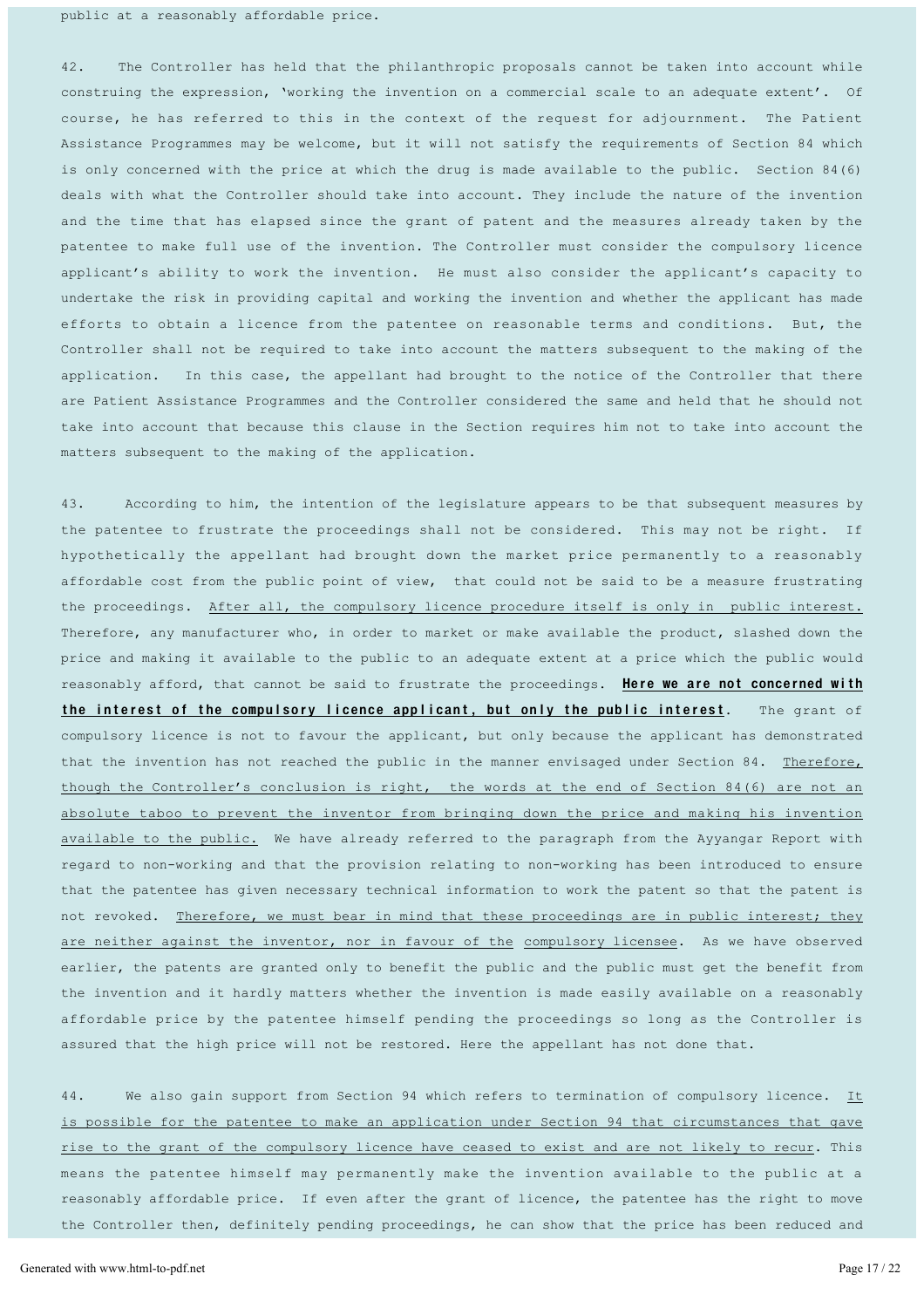public at a reasonably affordable price.

42. The Controller has held that the philanthropic proposals cannot be taken into account while construing the expression, 'working the invention on a commercial scale to an adequate extent'. Of course, he has referred to this in the context of the request for adjournment. The Patient Assistance Programmes may be welcome, but it will not satisfy the requirements of Section 84 which is only concerned with the price at which the drug is made available to the public. Section 84(6) deals with what the Controller should take into account. They include the nature of the invention and the time that has elapsed since the grant of patent and the measures already taken by the patentee to make full use of the invention. The Controller must consider the compulsory licence applicant's ability to work the invention. He must also consider the applicant's capacity to undertake the risk in providing capital and working the invention and whether the applicant has made efforts to obtain a licence from the patentee on reasonable terms and conditions. But, the Controller shall not be required to take into account the matters subsequent to the making of the application. In this case, the appellant had brought to the notice of the Controller that there are Patient Assistance Programmes and the Controller considered the same and held that he should not take into account that because this clause in the Section requires him not to take into account the matters subsequent to the making of the application.

43. According to him, the intention of the legislature appears to be that subsequent measures by the patentee to frustrate the proceedings shall not be considered. This may not be right. If hypothetically the appellant had brought down the market price permanently to a reasonably affordable cost from the public point of view, that could not be said to be a measure frustrating the proceedings. After all, the compulsory licence procedure itself is only in public interest. Therefore, any manufacturer who, in order to market or make available the product, slashed down the price and making it available to the public to an adequate extent at a price which the public would reasonably afford, that cannot be said to frustrate the proceedings. **Here we are not concerned with the interest of the compulsory licence applicant, but only the public interest**. The grant of compulsory licence is not to favour the applicant, but only because the applicant has demonstrated that the invention has not reached the public in the manner envisaged under Section 84. Therefore, though the Controller's conclusion is right, the words at the end of Section 84(6) are not an absolute taboo to prevent the inventor from bringing down the price and making his invention available to the public. We have already referred to the paragraph from the Ayyangar Report with regard to non-working and that the provision relating to non-working has been introduced to ensure that the patentee has given necessary technical information to work the patent so that the patent is not revoked. Therefore, we must bear in mind that these proceedings are in public interest; they are neither against the inventor, nor in favour of the compulsory licensee. As we have observed earlier, the patents are granted only to benefit the public and the public must get the benefit from the invention and it hardly matters whether the invention is made easily available on a reasonably affordable price by the patentee himself pending the proceedings so long as the Controller is assured that the high price will not be restored. Here the appellant has not done that.

44. We also gain support from Section 94 which refers to termination of compulsory licence. It is possible for the patentee to make an application under Section 94 that circumstances that gave rise to the grant of the compulsory licence have ceased to exist and are not likely to recur. This means the patentee himself may permanently make the invention available to the public at a reasonably affordable price. If even after the grant of licence, the patentee has the right to move the Controller then, definitely pending proceedings, he can show that the price has been reduced and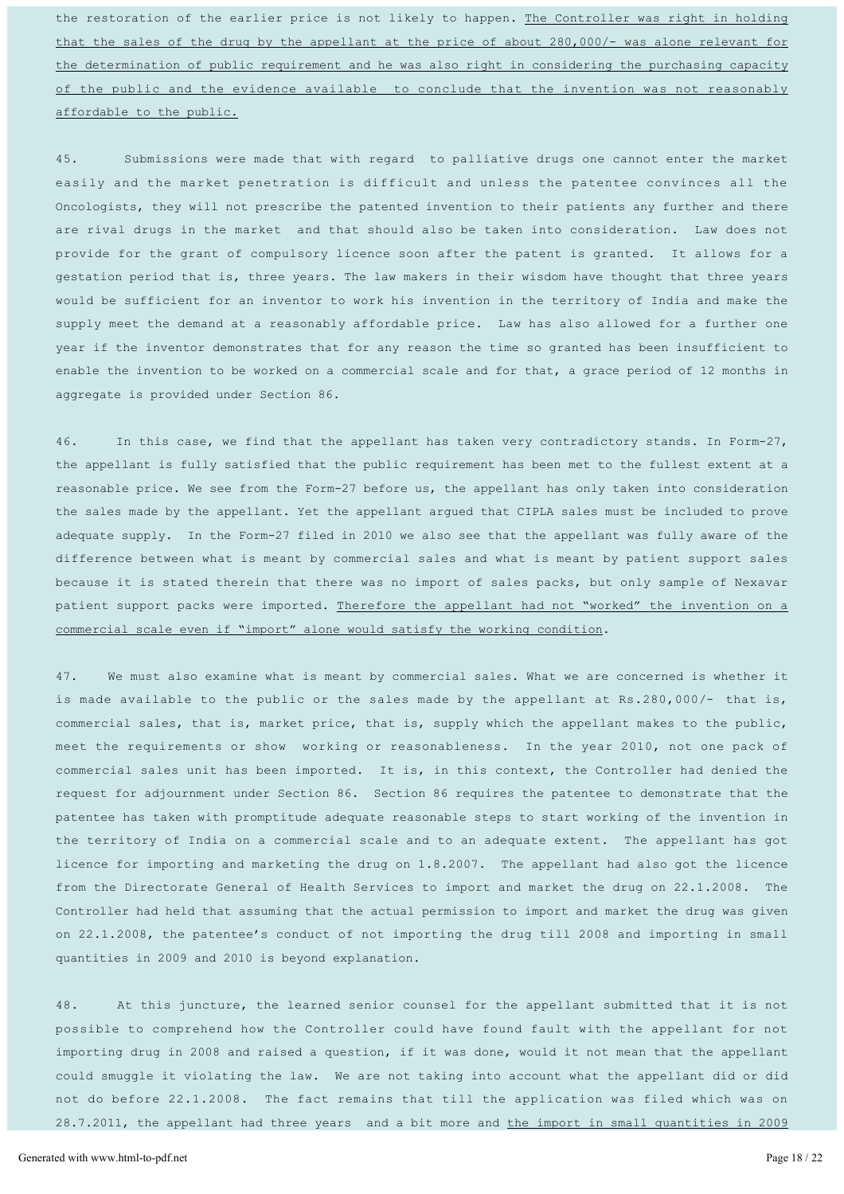the restoration of the earlier price is not likely to happen. <u>The Controller was right in holding that the sales of the drug by the appellant at the price of about 280,000/- was alone relevant for the determination of public requirement and he was also right in considering the purchasing capacity of the public and the evidence available to conclude that the invention was not reasonably affordable to the public.</u>

45. Submissions were made that with regard to palliative drugs one cannot enter the market easily and the market penetration is difficult and unless the patentee convinces all the Oncologists, they will not prescribe the patented invention to their patients any further and there are rival drugs in the market and that should also be taken into consideration. Law does not provide for the grant of compulsory licence soon after the patent is granted. It allows for a gestation period that is, three years. The law makers in their wisdom have thought that three years would be sufficient for an inventor to work his invention in the territory of India and make the supply meet the demand at a reasonably affordable price. Law has also allowed for a further one year if the inventor demonstrates that for any reason the time so granted has been insufficient to enable the invention to be worked on a commercial scale and for that, a grace period of 12 months in aggregate is provided under Section 86.

46. In this case, we find that the appellant has taken very contradictory stands. In Form-27, the appellant is fully satisfied that the public requirement has been met to the fullest extent at a reasonable price. We see from the Form-27 before us, the appellant has only taken into consideration the sales made by the appellant. Yet the appellant argued that CIPLA sales must be included to prove adequate supply. In the Form-27 filed in 2010 we also see that the appellant was fully aware of the difference between what is meant by commercial sales and what is meant by patient support sales because it is stated therein that there was no import of sales packs, but only sample of Nexavar patient support packs were imported. <u>Therefore the appellant had not "worked" the invention on a commercial scale even if "import" alone would satisfy the working condition</u>.

47. We must also examine what is meant by commercial sales. What we are concerned is whether it is made available to the public or the sales made by the appellant at Rs.280,000/- that is, commercial sales, that is, market price, that is, supply which the appellant makes to the public, meet the requirements or show working or reasonableness. In the year 2010, not one pack of commercial sales unit has been imported. It is, in this context, the Controller had denied the request for adjournment under Section 86. Section 86 requires the patentee to demonstrate that the patentee has taken with promptitude adequate reasonable steps to start working of the invention in the territory of India on a commercial scale and to an adequate extent. The appellant has got licence for importing and marketing the drug on 1.8.2007. The appellant had also got the licence from the Directorate General of Health Services to import and market the drug on 22.1.2008. The Controller had held that assuming that the actual permission to import and market the drug was given on 22.1.2008, the patentee's conduct of not importing the drug till 2008 and importing in small quantities in 2009 and 2010 is beyond explanation.

48. At this juncture, the learned senior counsel for the appellant submitted that it is not possible to comprehend how the Controller could have found fault with the appellant for not importing drug in 2008 and raised a question, if it was done, would it not mean that the appellant could smuggle it violating the law. We are not taking into account what the appellant did or did not do before 22.1.2008. The fact remains that till the application was filed which was on 28.7.2011, the appellant had three years and a bit more and <u>the import in small quantities in 2009</u>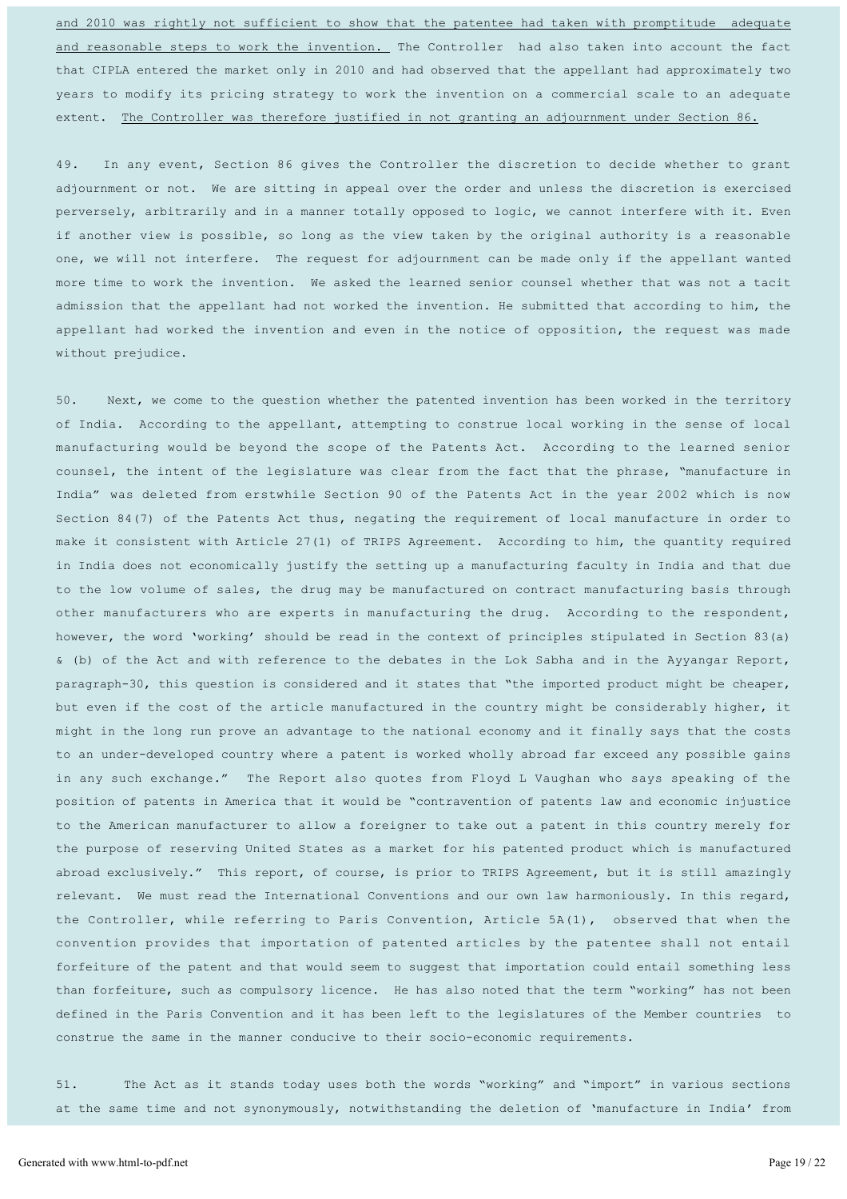and 2010 was rightly not sufficient to show that the patentee had taken with promptitude adequate and reasonable steps to work the invention. The Controller had also taken into account the fact that CIPLA entered the market only in 2010 and had observed that the appellant had approximately two years to modify its pricing strategy to work the invention on a commercial scale to an adequate extent. The Controller was therefore justified in not granting an adjournment under Section 86.

49. In any event, Section 86 gives the Controller the discretion to decide whether to grant adjournment or not. We are sitting in appeal over the order and unless the discretion is exercised perversely, arbitrarily and in a manner totally opposed to logic, we cannot interfere with it. Even if another view is possible, so long as the view taken by the original authority is a reasonable one, we will not interfere. The request for adjournment can be made only if the appellant wanted more time to work the invention. We asked the learned senior counsel whether that was not a tacit admission that the appellant had not worked the invention. He submitted that according to him, the appellant had worked the invention and even in the notice of opposition, the request was made without prejudice.

50. Next, we come to the question whether the patented invention has been worked in the territory of India. According to the appellant, attempting to construe local working in the sense of local manufacturing would be beyond the scope of the Patents Act. According to the learned senior counsel, the intent of the legislature was clear from the fact that the phrase, "manufacture in India" was deleted from erstwhile Section 90 of the Patents Act in the year 2002 which is now Section 84(7) of the Patents Act thus, negating the requirement of local manufacture in order to make it consistent with Article 27(1) of TRIPS Agreement. According to him, the quantity required in India does not economically justify the setting up a manufacturing faculty in India and that due to the low volume of sales, the drug may be manufactured on contract manufacturing basis through other manufacturers who are experts in manufacturing the drug. According to the respondent, however, the word 'working' should be read in the context of principles stipulated in Section 83(a) & (b) of the Act and with reference to the debates in the Lok Sabha and in the Ayyangar Report, paragraph-30, this question is considered and it states that "the imported product might be cheaper, but even if the cost of the article manufactured in the country might be considerably higher, it might in the long run prove an advantage to the national economy and it finally says that the costs to an under-developed country where a patent is worked wholly abroad far exceed any possible gains in any such exchange." The Report also quotes from Floyd L Vaughan who says speaking of the position of patents in America that it would be "contravention of patents law and economic injustice to the American manufacturer to allow a foreigner to take out a patent in this country merely for the purpose of reserving United States as a market for his patented product which is manufactured abroad exclusively." This report, of course, is prior to TRIPS Agreement, but it is still amazingly relevant. We must read the International Conventions and our own law harmoniously. In this regard, the Controller, while referring to Paris Convention, Article 5A(1), observed that when the convention provides that importation of patented articles by the patentee shall not entail forfeiture of the patent and that would seem to suggest that importation could entail something less than forfeiture, such as compulsory licence. He has also noted that the term "working" has not been defined in the Paris Convention and it has been left to the legislatures of the Member countries to construe the same in the manner conducive to their socio-economic requirements.

51. The Act as it stands today uses both the words "working" and "import" in various sections at the same time and not synonymously, notwithstanding the deletion of 'manufacture in India' from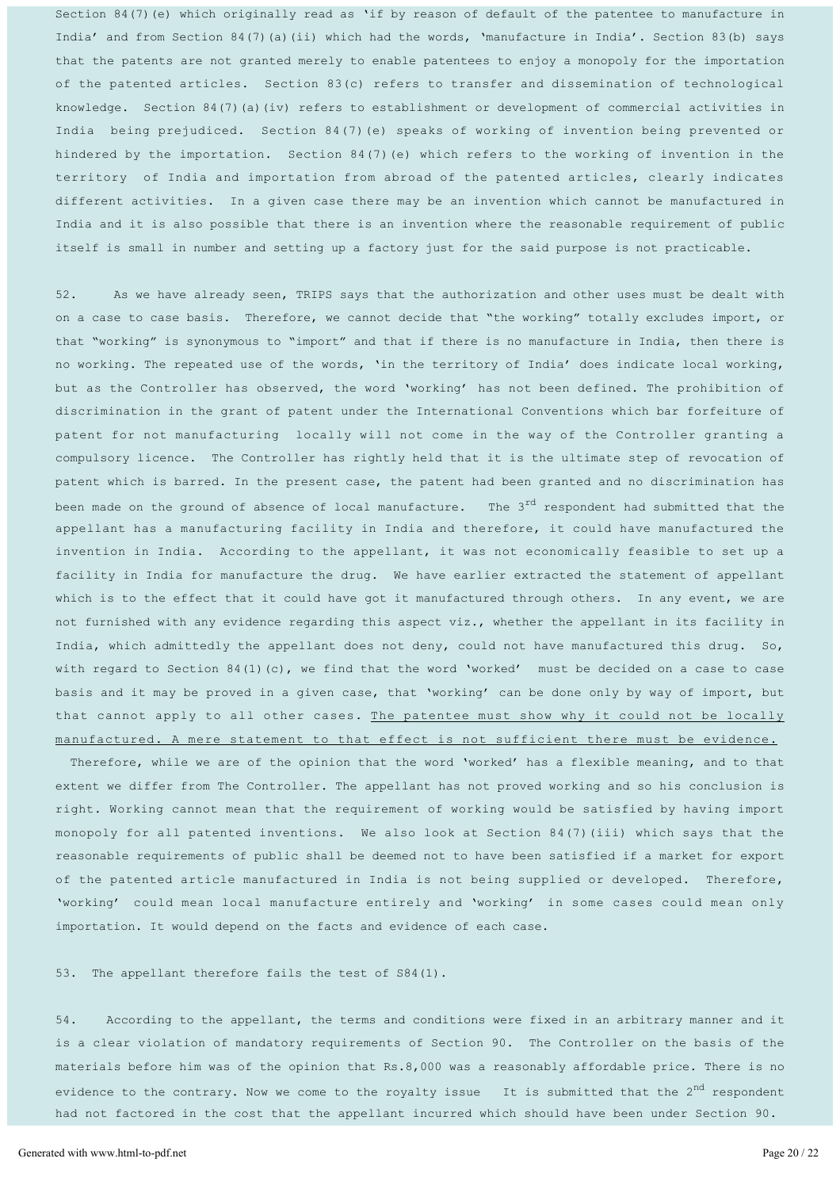Section 84(7)(e) which originally read as 'if by reason of default of the patentee to manufacture in India' and from Section 84(7)(a)(ii) which had the words, 'manufacture in India'. Section 83(b) says that the patents are not granted merely to enable patentees to enjoy a monopoly for the importation of the patented articles. Section 83(c) refers to transfer and dissemination of technological knowledge. Section 84(7)(a)(iv) refers to establishment or development of commercial activities in India being prejudiced. Section 84(7)(e) speaks of working of invention being prevented or hindered by the importation. Section 84(7)(e) which refers to the working of invention in the territory of India and importation from abroad of the patented articles, clearly indicates different activities. In a given case there may be an invention which cannot be manufactured in India and it is also possible that there is an invention where the reasonable requirement of public itself is small in number and setting up a factory just for the said purpose is not practicable.

52. As we have already seen, TRIPS says that the authorization and other uses must be dealt with on a case to case basis. Therefore, we cannot decide that "the working" totally excludes import, or that "working" is synonymous to "import" and that if there is no manufacture in India, then there is no working. The repeated use of the words, 'in the territory of India' does indicate local working, but as the Controller has observed, the word 'working' has not been defined. The prohibition of discrimination in the grant of patent under the International Conventions which bar forfeiture of patent for not manufacturing locally will not come in the way of the Controller granting a compulsory licence. The Controller has rightly held that it is the ultimate step of revocation of patent which is barred. In the present case, the patent had been granted and no discrimination has been made on the ground of absence of local manufacture. The 3rd respondent had submitted that the appellant has a manufacturing facility in India and therefore, it could have manufactured the invention in India. According to the appellant, it was not economically feasible to set up a facility in India for manufacture the drug. We have earlier extracted the statement of appellant which is to the effect that it could have got it manufactured through others. In any event, we are not furnished with any evidence regarding this aspect viz., whether the appellant in its facility in India, which admittedly the appellant does not deny, could not have manufactured this drug. So, with regard to Section 84(1)(c), we find that the word 'worked' must be decided on a case to case basis and it may be proved in a given case, that 'working' can be done only by way of import, but that cannot apply to all other cases. <u>The patentee must show why it could not be locally manufactured. A mere statement to that effect is not sufficient there must be evidence.</u> Therefore, while we are of the opinion that the word 'worked' has a flexible meaning, and to that extent we differ from The Controller. The appellant has not proved working and so his conclusion is right. Working cannot mean that the requirement of working would be satisfied by having import monopoly for all patented inventions. We also look at Section 84(7)(iii) which says that the reasonable requirements of public shall be deemed not to have been satisfied if a market for export of the patented article manufactured in India is not being supplied or developed. Therefore, 'working' could mean local manufacture entirely and 'working' in some cases could mean only importation. It would depend on the facts and evidence of each case.

53. The appellant therefore fails the test of S84(1).

54. According to the appellant, the terms and conditions were fixed in an arbitrary manner and it is a clear violation of mandatory requirements of Section 90. The Controller on the basis of the materials before him was of the opinion that Rs.8,000 was a reasonably affordable price. There is no evidence to the contrary. Now we come to the royalty issue It is submitted that the 2nd respondent had not factored in the cost that the appellant incurred which should have been under Section 90.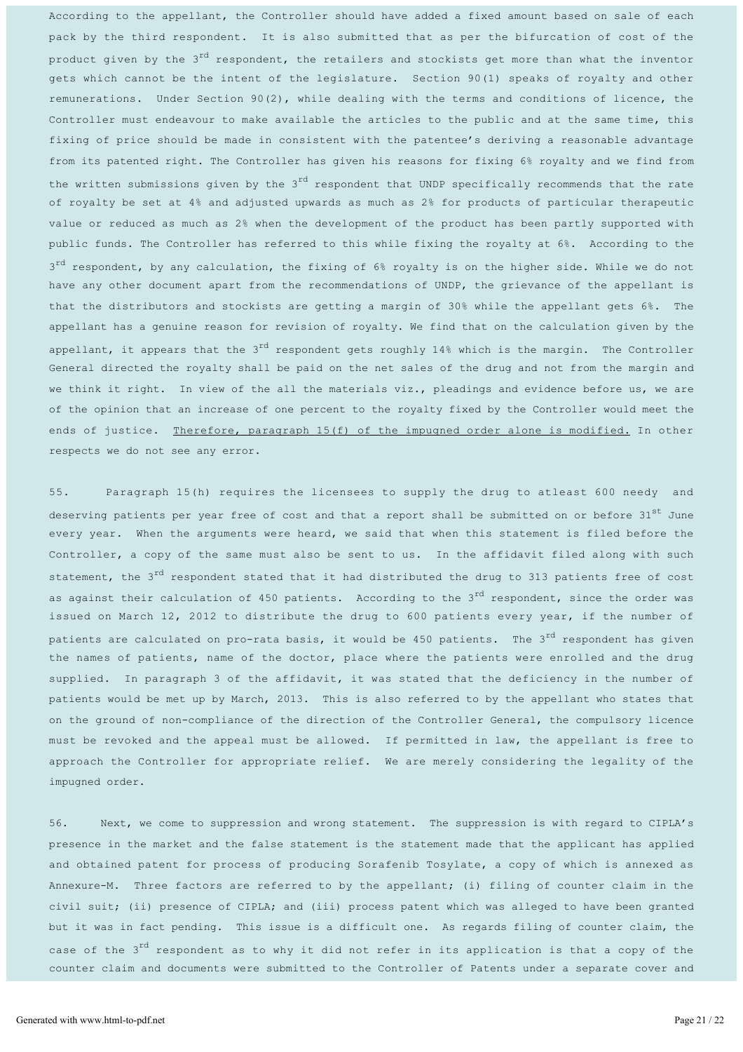According to the appellant, the Controller should have added a fixed amount based on sale of each pack by the third respondent. It is also submitted that as per the bifurcation of cost of the product given by the 3rd respondent, the retailers and stockists get more than what the inventor gets which cannot be the intent of the legislature. Section 90(1) speaks of royalty and other remunerations. Under Section 90(2), while dealing with the terms and conditions of licence, the Controller must endeavour to make available the articles to the public and at the same time, this fixing of price should be made in consistent with the patentee's deriving a reasonable advantage from its patented right. The Controller has given his reasons for fixing 6% royalty and we find from the written submissions given by the 3rd respondent that UNDP specifically recommends that the rate of royalty be set at 4% and adjusted upwards as much as 2% for products of particular therapeutic value or reduced as much as 2% when the development of the product has been partly supported with public funds. The Controller has referred to this while fixing the royalty at 6%. According to the 3rd respondent, by any calculation, the fixing of 6% royalty is on the higher side. While we do not have any other document apart from the recommendations of UNDP, the grievance of the appellant is that the distributors and stockists are getting a margin of 30% while the appellant gets 6%. The appellant has a genuine reason for revision of royalty. We find that on the calculation given by the appellant, it appears that the 3rd respondent gets roughly 14% which is the margin. The Controller General directed the royalty shall be paid on the net sales of the drug and not from the margin and we think it right. In view of the all the materials viz., pleadings and evidence before us, we are of the opinion that an increase of one percent to the royalty fixed by the Controller would meet the ends of justice. <u>Therefore, paragraph 15(f) of the impugned order alone is modified.</u> In other respects we do not see any error.

55. Paragraph 15(h) requires the licensees to supply the drug to atleast 600 needy and deserving patients per year free of cost and that a report shall be submitted on or before 31st June every year. When the arguments were heard, we said that when this statement is filed before the Controller, a copy of the same must also be sent to us. In the affidavit filed along with such statement, the 3rd respondent stated that it had distributed the drug to 313 patients free of cost as against their calculation of 450 patients. According to the 3rd respondent, since the order was issued on March 12, 2012 to distribute the drug to 600 patients every year, if the number of patients are calculated on pro-rata basis, it would be 450 patients. The 3rd respondent has given the names of patients, name of the doctor, place where the patients were enrolled and the drug supplied. In paragraph 3 of the affidavit, it was stated that the deficiency in the number of patients would be met up by March, 2013. This is also referred to by the appellant who states that on the ground of non-compliance of the direction of the Controller General, the compulsory licence must be revoked and the appeal must be allowed. If permitted in law, the appellant is free to approach the Controller for appropriate relief. We are merely considering the legality of the impugned order.

56. Next, we come to suppression and wrong statement. The suppression is with regard to CIPLA's presence in the market and the false statement is the statement made that the applicant has applied and obtained patent for process of producing Sorafenib Tosylate, a copy of which is annexed as Annexure-M. Three factors are referred to by the appellant; (i) filing of counter claim in the civil suit; (ii) presence of CIPLA; and (iii) process patent which was alleged to have been granted but it was in fact pending. This issue is a difficult one. As regards filing of counter claim, the case of the 3rd respondent as to why it did not refer in its application is that a copy of the counter claim and documents were submitted to the Controller of Patents under a separate cover and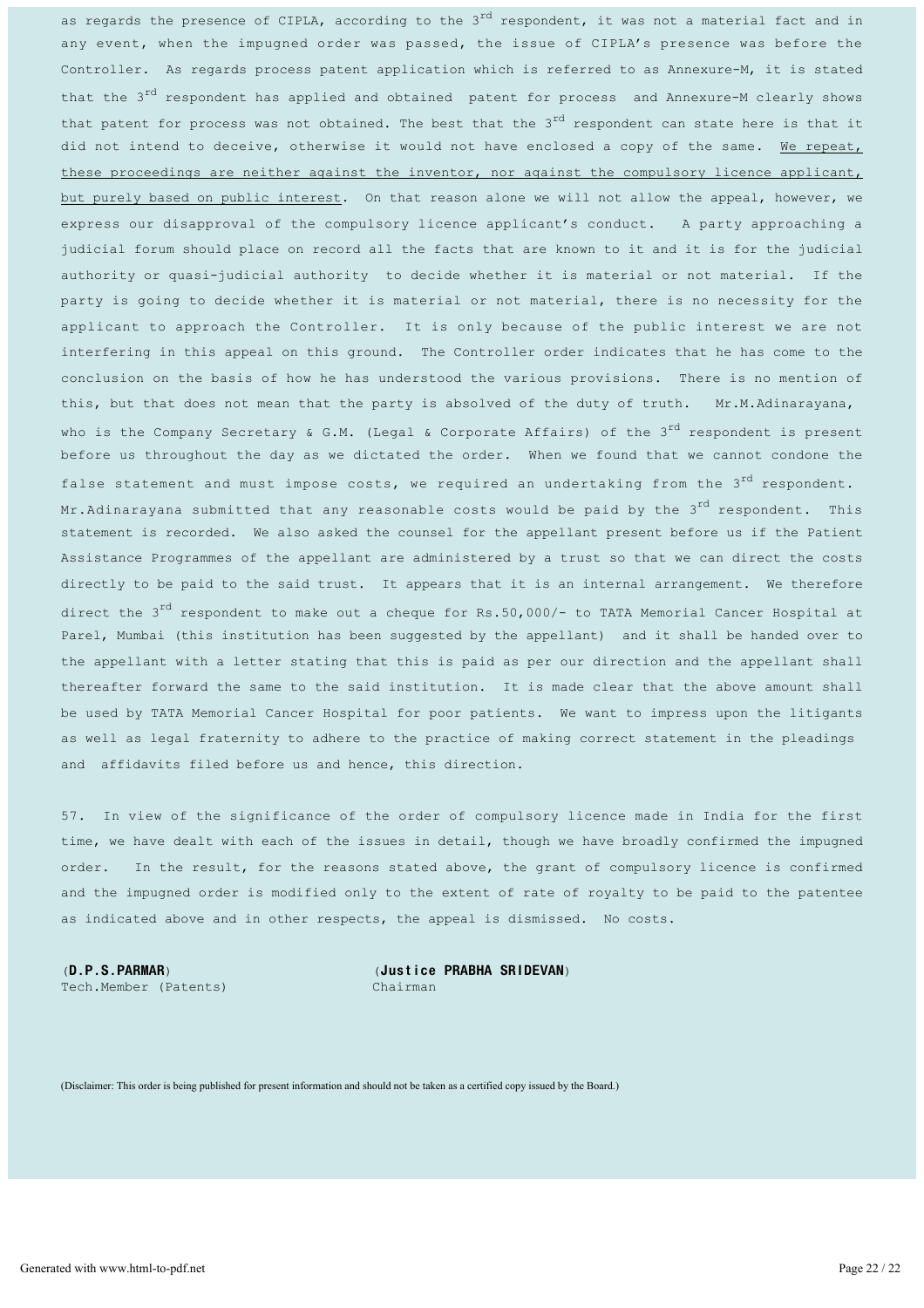as regards the presence of CIPLA, according to the 3rd respondent, it was not a material fact and in any event, when the impugned order was passed, the issue of CIPLA's presence was before the Controller. As regards process patent application which is referred to as Annexure-M, it is stated that the 3rd respondent has applied and obtained patent for process and Annexure-M clearly shows that patent for process was not obtained. The best that the 3rd respondent can state here is that it did not intend to deceive, otherwise it would not have enclosed a copy of the same. <u>We repeat, these proceedings are neither against the inventor, nor against the compulsory licence applicant, but purely based on public interest</u>. On that reason alone we will not allow the appeal, however, we express our disapproval of the compulsory licence applicant's conduct. A party approaching a judicial forum should place on record all the facts that are known to it and it is for the judicial authority or quasi-judicial authority to decide whether it is material or not material. If the party is going to decide whether it is material or not material, there is no necessity for the applicant to approach the Controller. It is only because of the public interest we are not interfering in this appeal on this ground. The Controller order indicates that he has come to the conclusion on the basis of how he has understood the various provisions. There is no mention of this, but that does not mean that the party is absolved of the duty of truth. Mr.M.Adinarayana, who is the Company Secretary & G.M. (Legal & Corporate Affairs) of the 3rd respondent is present before us throughout the day as we dictated the order. When we found that we cannot condone the false statement and must impose costs, we required an undertaking from the 3rd respondent. Mr.Adinarayana submitted that any reasonable costs would be paid by the 3rd respondent. This statement is recorded. We also asked the counsel for the appellant present before us if the Patient Assistance Programmes of the appellant are administered by a trust so that we can direct the costs directly to be paid to the said trust. It appears that it is an internal arrangement. We therefore direct the 3rd respondent to make out a cheque for Rs.50,000/- to TATA Memorial Cancer Hospital at Parel, Mumbai (this institution has been suggested by the appellant) and it shall be handed over to the appellant with a letter stating that this is paid as per our direction and the appellant shall thereafter forward the same to the said institution. It is made clear that the above amount shall be used by TATA Memorial Cancer Hospital for poor patients. We want to impress upon the litigants as well as legal fraternity to adhere to the practice of making correct statement in the pleadings and affidavits filed before us and hence, this direction.

57. In view of the significance of the order of compulsory licence made in India for the first time, we have dealt with each of the issues in detail, though we have broadly confirmed the impugned order. In the result, for the reasons stated above, the grant of compulsory licence is confirmed and the impugned order is modified only to the extent of rate of royalty to be paid to the patentee as indicated above and in other respects, the appeal is dismissed. No costs.

**(D.P.S.PARMAR)**
Tech.Member (Patents)

**(Justice PRABHA SRIDEVAN)**
Chairman

(Disclaimer: This order is being published for present information and should not be taken as a certified copy issued by the Board.)